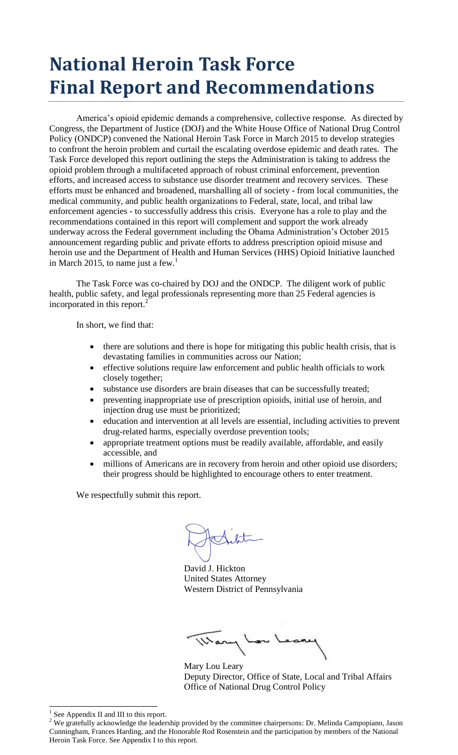# National Heroin Task Force Final Report and Recommendations

America's opioid epidemic demands a comprehensive, collective response. As directed by Congress, the Department of Justice (DOJ) and the White House Office of National Drug Control Policy (ONDCP) convened the National Heroin Task Force in March 2015 to develop strategies to confront the heroin problem and curtail the escalating overdose epidemic and death rates. The Task Force developed this report outlining the steps the Administration is taking to address the opioid problem through a multifaceted approach of robust criminal enforcement, prevention efforts, and increased access to substance use disorder treatment and recovery services. These efforts must be enhanced and broadened, marshalling all of society - from local communities, the medical community, and public health organizations to Federal, state, local, and tribal law enforcement agencies - to successfully address this crisis. Everyone has a role to play and the recommendations contained in this report will complement and support the work already underway across the Federal government including the Obama Administration's October 2015 announcement regarding public and private efforts to address prescription opioid misuse and heroin use and the Department of Health and Human Services (HHS) Opioid Initiative launched in March 2015, to name just a few.[1]

The Task Force was co-chaired by DOJ and the ONDCP. The diligent work of public health, public safety, and legal professionals representing more than 25 Federal agencies is incorporated in this report.[2]

In short, we find that:

- there are solutions and there is hope for mitigating this public health crisis, that is devastating families in communities across our Nation;
- effective solutions require law enforcement and public health officials to work closely together;
- substance use disorders are brain diseases that can be successfully treated;
- preventing inappropriate use of prescription opioids, initial use of heroin, and injection drug use must be prioritized;
- education and intervention at all levels are essential, including activities to prevent drug-related harms, especially overdose prevention tools;
- appropriate treatment options must be readily available, affordable, and easily accessible, and
- millions of Americans are in recovery from heroin and other opioid use disorders; their progress should be highlighted to encourage others to enter treatment.

We respectfully submit this report.

David J. Hickton
United States Attorney
Western District of Pennsylvania

Mary Lou Leary
Deputy Director, Office of State, Local and Tribal Affairs
Office of National Drug Control Policy

[1] See Appendix II and III to this report.

[2] We gratefully acknowledge the leadership provided by the committee chairpersons: Dr. Melinda Campopiano, Jason Cunningham, Frances Harding, and the Honorable Rod Rosenstein and the participation by members of the National Heroin Task Force. See Appendix I to this report.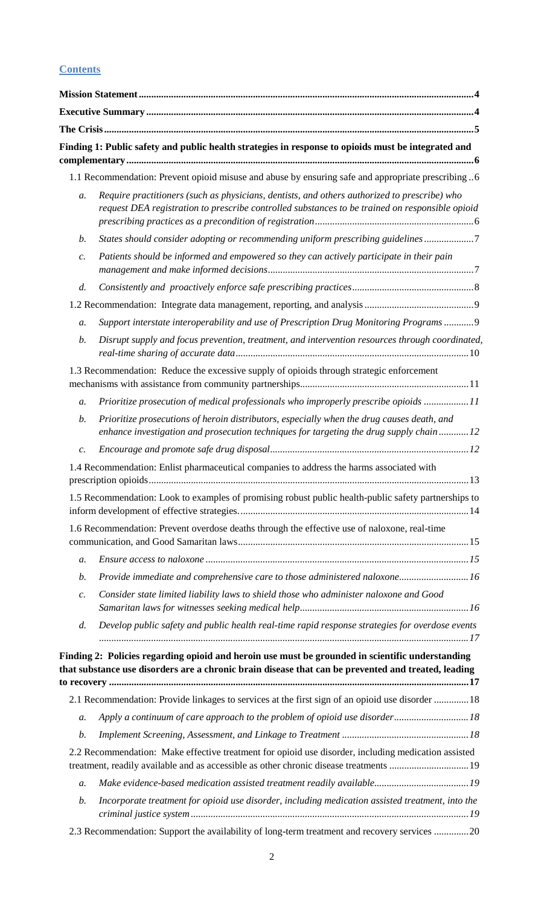## Contents

**Mission Statement** .......... 4

**Executive Summary** .......... 4

**The Crisis** .......... 5

**Finding 1: Public safety and public health strategies in response to opioids must be integrated and complementary** .......... 6

1.1 Recommendation: Prevent opioid misuse and abuse by ensuring safe and appropriate prescribing .. 6

- *a.* *Require practitioners (such as physicians, dentists, and others authorized to prescribe) who request DEA registration to prescribe controlled substances to be trained on responsible opioid prescribing practices as a precondition of registration* .......... 6
- *b.* *States should consider adopting or recommending uniform prescribing guidelines* .......... 7
- *c.* *Patients should be informed and empowered so they can actively participate in their pain management and make informed decisions* .......... 7
- *d.* *Consistently and proactively enforce safe prescribing practices* .......... 8

1.2 Recommendation: Integrate data management, reporting, and analysis .......... 9

- *a.* *Support interstate interoperability and use of Prescription Drug Monitoring Programs* .......... 9
- *b.* *Disrupt supply and focus prevention, treatment, and intervention resources through coordinated, real-time sharing of accurate data* .......... 10

1.3 Recommendation: Reduce the excessive supply of opioids through strategic enforcement mechanisms with assistance from community partnerships .......... 11

- *a.* *Prioritize prosecution of medical professionals who improperly prescribe opioids* .......... 11
- *b.* *Prioritize prosecutions of heroin distributors, especially when the drug causes death, and enhance investigation and prosecution techniques for targeting the drug supply chain* .......... 12
- *c.* *Encourage and promote safe drug disposal* .......... 12

1.4 Recommendation: Enlist pharmaceutical companies to address the harms associated with prescription opioids .......... 13

1.5 Recommendation: Look to examples of promising robust public health-public safety partnerships to inform development of effective strategies. .......... 14

1.6 Recommendation: Prevent overdose deaths through the effective use of naloxone, real-time communication, and Good Samaritan laws .......... 15

- *a.* *Ensure access to naloxone* .......... 15
- *b.* *Provide immediate and comprehensive care to those administered naloxone* .......... 16
- *c.* *Consider state limited liability laws to shield those who administer naloxone and Good Samaritan laws for witnesses seeking medical help* .......... 16
- *d.* *Develop public safety and public health real-time rapid response strategies for overdose events* .......... 17

**Finding 2: Policies regarding opioid and heroin use must be grounded in scientific understanding that substance use disorders are a chronic brain disease that can be prevented and treated, leading to recovery** .......... 17

2.1 Recommendation: Provide linkages to services at the first sign of an opioid use disorder .......... 18

- *a.* *Apply a continuum of care approach to the problem of opioid use disorder* .......... 18
- *b.* *Implement Screening, Assessment, and Linkage to Treatment* .......... 18

2.2 Recommendation: Make effective treatment for opioid use disorder, including medication assisted treatment, readily available and as accessible as other chronic disease treatments .......... 19

- *a.* *Make evidence-based medication assisted treatment readily available* .......... 19
- *b.* *Incorporate treatment for opioid use disorder, including medication assisted treatment, into the criminal justice system* .......... 19

2.3 Recommendation: Support the availability of long-term treatment and recovery services .......... 20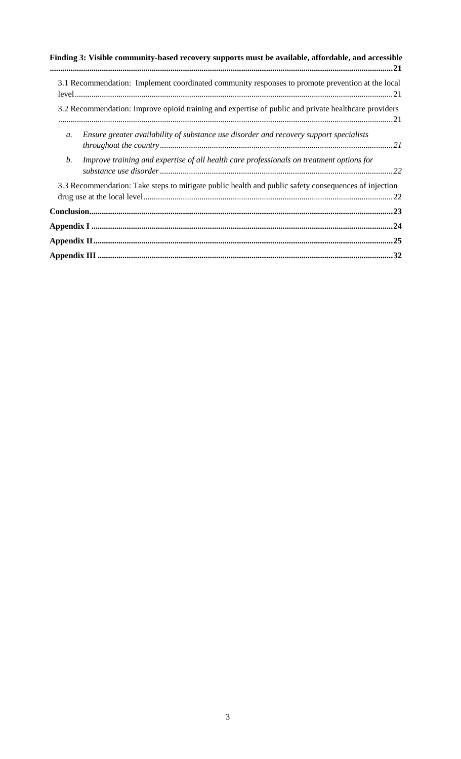**Finding 3: Visible community-based recovery supports must be available, affordable, and accessible ....... 21**

3.1 Recommendation: Implement coordinated community responses to promote prevention at the local level ....... 21

3.2 Recommendation: Improve opioid training and expertise of public and private healthcare providers ....... 21

*a. Ensure greater availability of substance use disorder and recovery support specialists throughout the country ....... 21*

*b. Improve training and expertise of all health care professionals on treatment options for substance use disorder ....... 22*

3.3 Recommendation: Take steps to mitigate public health and public safety consequences of injection drug use at the local level ....... 22

**Conclusion ....... 23**

**Appendix I ....... 24**

**Appendix II ....... 25**

**Appendix III ....... 32**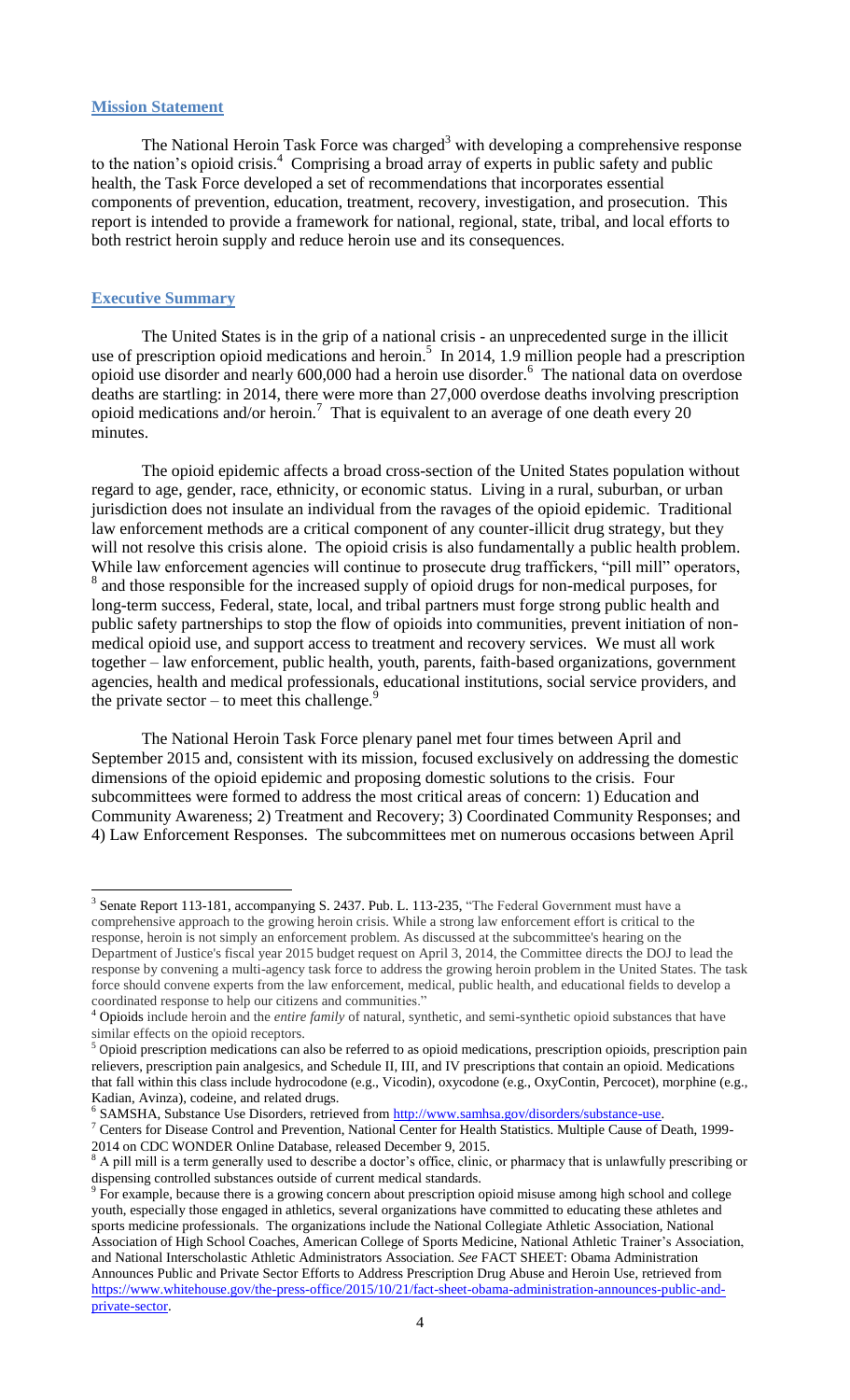## Mission Statement

The National Heroin Task Force was charged[3] with developing a comprehensive response to the nation's opioid crisis.[4] Comprising a broad array of experts in public safety and public health, the Task Force developed a set of recommendations that incorporates essential components of prevention, education, treatment, recovery, investigation, and prosecution. This report is intended to provide a framework for national, regional, state, tribal, and local efforts to both restrict heroin supply and reduce heroin use and its consequences.

## Executive Summary

The United States is in the grip of a national crisis - an unprecedented surge in the illicit use of prescription opioid medications and heroin.[5] In 2014, 1.9 million people had a prescription opioid use disorder and nearly 600,000 had a heroin use disorder.[6] The national data on overdose deaths are startling: in 2014, there were more than 27,000 overdose deaths involving prescription opioid medications and/or heroin.[7] That is equivalent to an average of one death every 20 minutes.

The opioid epidemic affects a broad cross-section of the United States population without regard to age, gender, race, ethnicity, or economic status. Living in a rural, suburban, or urban jurisdiction does not insulate an individual from the ravages of the opioid epidemic. Traditional law enforcement methods are a critical component of any counter-illicit drug strategy, but they will not resolve this crisis alone. The opioid crisis is also fundamentally a public health problem. While law enforcement agencies will continue to prosecute drug traffickers, "pill mill" operators,[8] and those responsible for the increased supply of opioid drugs for non-medical purposes, for long-term success, Federal, state, local, and tribal partners must forge strong public health and public safety partnerships to stop the flow of opioids into communities, prevent initiation of non-medical opioid use, and support access to treatment and recovery services. We must all work together – law enforcement, public health, youth, parents, faith-based organizations, government agencies, health and medical professionals, educational institutions, social service providers, and the private sector – to meet this challenge.[9]

The National Heroin Task Force plenary panel met four times between April and September 2015 and, consistent with its mission, focused exclusively on addressing the domestic dimensions of the opioid epidemic and proposing domestic solutions to the crisis. Four subcommittees were formed to address the most critical areas of concern: 1) Education and Community Awareness; 2) Treatment and Recovery; 3) Coordinated Community Responses; and 4) Law Enforcement Responses. The subcommittees met on numerous occasions between April

---

[3] Senate Report 113-181, accompanying S. 2437. Pub. L. 113-235, "The Federal Government must have a comprehensive approach to the growing heroin crisis. While a strong law enforcement effort is critical to the response, heroin is not simply an enforcement problem. As discussed at the subcommittee's hearing on the Department of Justice's fiscal year 2015 budget request on April 3, 2014, the Committee directs the DOJ to lead the response by convening a multi-agency task force to address the growing heroin problem in the United States. The task force should convene experts from the law enforcement, medical, public health, and educational fields to develop a coordinated response to help our citizens and communities."

[4] Opioids include heroin and the *entire family* of natural, synthetic, and semi-synthetic opioid substances that have similar effects on the opioid receptors.

[5] Opioid prescription medications can also be referred to as opioid medications, prescription opioids, prescription pain relievers, prescription pain analgesics, and Schedule II, III, and IV prescriptions that contain an opioid. Medications that fall within this class include hydrocodone (e.g., Vicodin), oxycodone (e.g., OxyContin, Percocet), morphine (e.g., Kadian, Avinza), codeine, and related drugs.

[6] SAMSHA, Substance Use Disorders, retrieved from http://www.samhsa.gov/disorders/substance-use.

[7] Centers for Disease Control and Prevention, National Center for Health Statistics. Multiple Cause of Death, 1999-2014 on CDC WONDER Online Database, released December 9, 2015.

[8] A pill mill is a term generally used to describe a doctor's office, clinic, or pharmacy that is unlawfully prescribing or dispensing controlled substances outside of current medical standards.

[9] For example, because there is a growing concern about prescription opioid misuse among high school and college youth, especially those engaged in athletics, several organizations have committed to educating these athletes and sports medicine professionals. The organizations include the National Collegiate Athletic Association, National Association of High School Coaches, American College of Sports Medicine, National Athletic Trainer's Association, and National Interscholastic Athletic Administrators Association. *See* FACT SHEET: Obama Administration Announces Public and Private Sector Efforts to Address Prescription Drug Abuse and Heroin Use, retrieved from https://www.whitehouse.gov/the-press-office/2015/10/21/fact-sheet-obama-administration-announces-public-and-private-sector.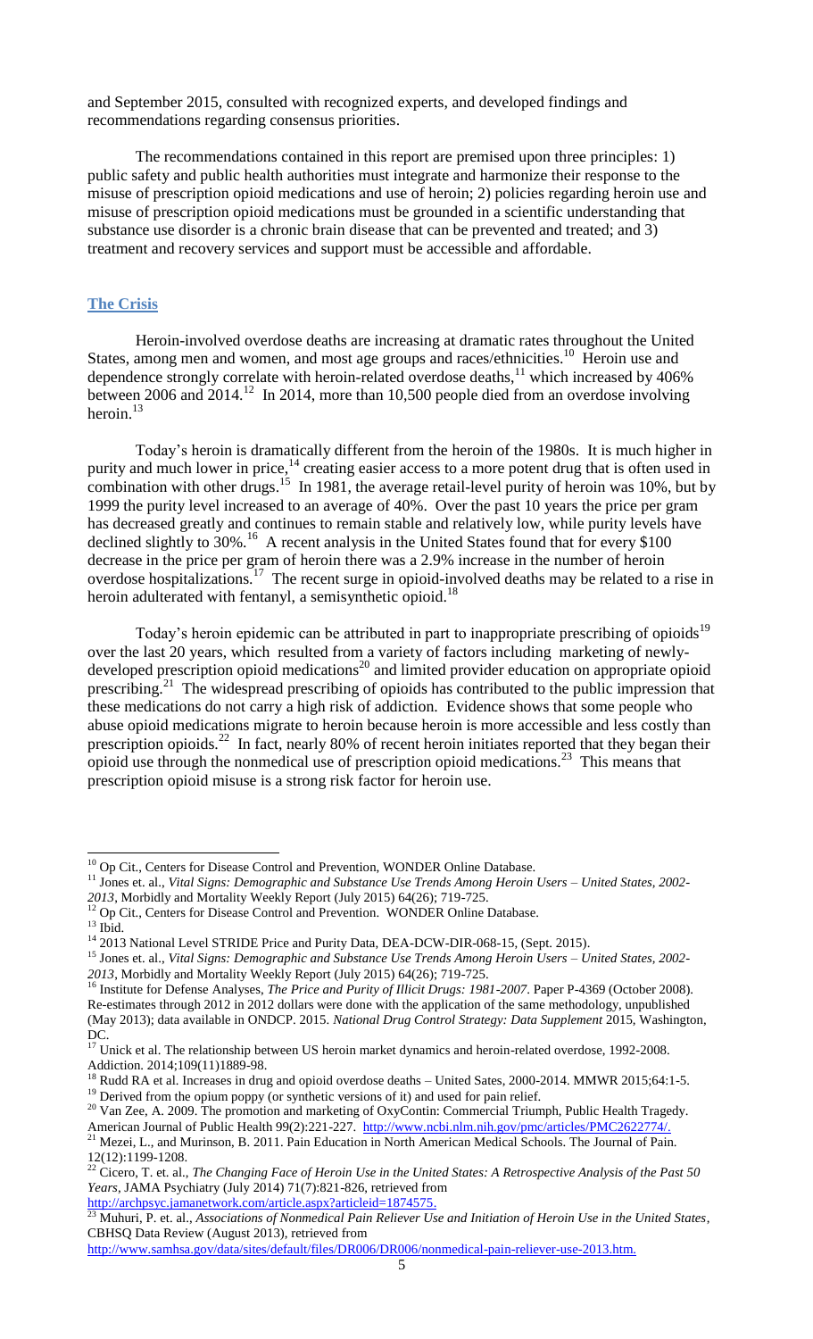and September 2015, consulted with recognized experts, and developed findings and recommendations regarding consensus priorities.

The recommendations contained in this report are premised upon three principles: 1) public safety and public health authorities must integrate and harmonize their response to the misuse of prescription opioid medications and use of heroin; 2) policies regarding heroin use and misuse of prescription opioid medications must be grounded in a scientific understanding that substance use disorder is a chronic brain disease that can be prevented and treated; and 3) treatment and recovery services and support must be accessible and affordable.

## The Crisis

Heroin-involved overdose deaths are increasing at dramatic rates throughout the United States, among men and women, and most age groups and races/ethnicities.[10] Heroin use and dependence strongly correlate with heroin-related overdose deaths,[11] which increased by 406% between 2006 and 2014.[12] In 2014, more than 10,500 people died from an overdose involving heroin.[13]

Today's heroin is dramatically different from the heroin of the 1980s. It is much higher in purity and much lower in price,[14] creating easier access to a more potent drug that is often used in combination with other drugs.[15] In 1981, the average retail-level purity of heroin was 10%, but by 1999 the purity level increased to an average of 40%. Over the past 10 years the price per gram has decreased greatly and continues to remain stable and relatively low, while purity levels have declined slightly to 30%.[16] A recent analysis in the United States found that for every $100 decrease in the price per gram of heroin there was a 2.9% increase in the number of heroin overdose hospitalizations.[17] The recent surge in opioid-involved deaths may be related to a rise in heroin adulterated with fentanyl, a semisynthetic opioid.[18]

Today's heroin epidemic can be attributed in part to inappropriate prescribing of opioids[19] over the last 20 years, which resulted from a variety of factors including marketing of newly-developed prescription opioid medications[20] and limited provider education on appropriate opioid prescribing.[21] The widespread prescribing of opioids has contributed to the public impression that these medications do not carry a high risk of addiction. Evidence shows that some people who abuse opioid medications migrate to heroin because heroin is more accessible and less costly than prescription opioids.[22] In fact, nearly 80% of recent heroin initiates reported that they began their opioid use through the nonmedical use of prescription opioid medications.[23] This means that prescription opioid misuse is a strong risk factor for heroin use.

---

[10] Op Cit., Centers for Disease Control and Prevention, WONDER Online Database.

[11] Jones et. al., *Vital Signs: Demographic and Substance Use Trends Among Heroin Users – United States, 2002-2013*, Morbidly and Mortality Weekly Report (July 2015) 64(26); 719-725.

[12] Op Cit., Centers for Disease Control and Prevention. WONDER Online Database.

[13] Ibid.

[14] 2013 National Level STRIDE Price and Purity Data, DEA-DCW-DIR-068-15, (Sept. 2015).

[15] Jones et. al., *Vital Signs: Demographic and Substance Use Trends Among Heroin Users – United States, 2002-2013*, Morbidly and Mortality Weekly Report (July 2015) 64(26); 719-725.

[16] Institute for Defense Analyses, *The Price and Purity of Illicit Drugs: 1981-2007*. Paper P-4369 (October 2008). Re-estimates through 2012 in 2012 dollars were done with the application of the same methodology, unpublished (May 2013); data available in ONDCP. 2015. *National Drug Control Strategy: Data Supplement* 2015, Washington, DC.

[17] Unick et al. The relationship between US heroin market dynamics and heroin-related overdose, 1992-2008. Addiction. 2014;109(11)1889-98.

[18] Rudd RA et al. Increases in drug and opioid overdose deaths – United Sates, 2000-2014. MMWR 2015;64:1-5.

[19] Derived from the opium poppy (or synthetic versions of it) and used for pain relief.

[20] Van Zee, A. 2009. The promotion and marketing of OxyContin: Commercial Triumph, Public Health Tragedy. American Journal of Public Health 99(2):221-227. http://www.ncbi.nlm.nih.gov/pmc/articles/PMC2622774/.

[21] Mezei, L., and Murinson, B. 2011. Pain Education in North American Medical Schools. The Journal of Pain. 12(12):1199-1208.

[22] Cicero, T. et. al., *The Changing Face of Heroin Use in the United States: A Retrospective Analysis of the Past 50 Years*, JAMA Psychiatry (July 2014) 71(7):821-826, retrieved from http://archpsyc.jamanetwork.com/article.aspx?articleid=1874575.

[23] Muhuri, P. et. al., *Associations of Nonmedical Pain Reliever Use and Initiation of Heroin Use in the United States*, CBHSQ Data Review (August 2013), retrieved from http://www.samhsa.gov/data/sites/default/files/DR006/DR006/nonmedical-pain-reliever-use-2013.htm.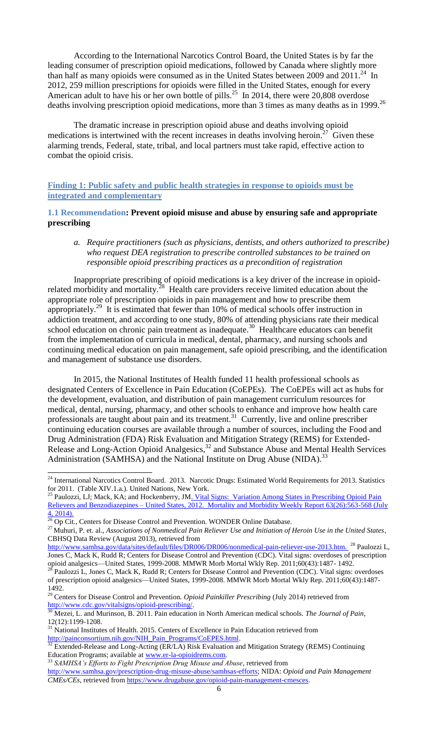According to the International Narcotics Control Board, the United States is by far the leading consumer of prescription opioid medications, followed by Canada where slightly more than half as many opioids were consumed as in the United States between 2009 and 2011.[24] In 2012, 259 million prescriptions for opioids were filled in the United States, enough for every American adult to have his or her own bottle of pills.[25] In 2014, there were 20,808 overdose deaths involving prescription opioid medications, more than 3 times as many deaths as in 1999.[26]

The dramatic increase in prescription opioid abuse and deaths involving opioid medications is intertwined with the recent increases in deaths involving heroin.[27] Given these alarming trends, Federal, state, tribal, and local partners must take rapid, effective action to combat the opioid crisis.

## Finding 1: Public safety and public health strategies in response to opioids must be integrated and complementary

### 1.1 Recommendation: Prevent opioid misuse and abuse by ensuring safe and appropriate prescribing

*a. Require practitioners (such as physicians, dentists, and others authorized to prescribe) who request DEA registration to prescribe controlled substances to be trained on responsible opioid prescribing practices as a precondition of registration*

Inappropriate prescribing of opioid medications is a key driver of the increase in opioid-related morbidity and mortality.[28] Health care providers receive limited education about the appropriate role of prescription opioids in pain management and how to prescribe them appropriately.[29] It is estimated that fewer than 10% of medical schools offer instruction in addiction treatment, and according to one study, 80% of attending physicians rate their medical school education on chronic pain treatment as inadequate.[30] Healthcare educators can benefit from the implementation of curricula in medical, dental, pharmacy, and nursing schools and continuing medical education on pain management, safe opioid prescribing, and the identification and management of substance use disorders.

In 2015, the National Institutes of Health funded 11 health professional schools as designated Centers of Excellence in Pain Education (CoEPEs). The CoEPEs will act as hubs for the development, evaluation, and distribution of pain management curriculum resources for medical, dental, nursing, pharmacy, and other schools to enhance and improve how health care professionals are taught about pain and its treatment.[31] Currently, live and online prescriber continuing education courses are available through a number of sources, including the Food and Drug Administration (FDA) Risk Evaluation and Mitigation Strategy (REMS) for Extended-Release and Long-Action Opioid Analgesics,[32] and Substance Abuse and Mental Health Services Administration (SAMHSA) and the National Institute on Drug Abuse (NIDA).[33]

---

[24] International Narcotics Control Board. 2013. Narcotic Drugs: Estimated World Requirements for 2013. Statistics for 2011. (Table XIV.1.a.). United Nations, New York.

[25] Paulozzi, LJ; Mack, KA; and Hockenberry, JM. Vital Signs: Variation Among States in Prescribing Opioid Pain Relievers and Benzodiazepines – United States, 2012. Mortality and Morbidity Weekly Report 63(26):563-568 (July 4, 2014).

[26] Op Cit., Centers for Disease Control and Prevention. WONDER Online Database.

[27] Muhuri, P. et. al., *Associations of Nonmedical Pain Reliever Use and Initiation of Heroin Use in the United States*, CBHSQ Data Review (August 2013), retrieved from http://www.samhsa.gov/data/sites/default/files/DR006/DR006/nonmedical-pain-reliever-use-2013.htm.

[28] Paulozzi L, Jones C, Mack K, Rudd R; Centers for Disease Control and Prevention (CDC). Vital signs: overdoses of prescription opioid analgesics—United States, 1999-2008. MMWR Morb Mortal Wkly Rep. 2011;60(43):1487- 1492.

[28] Paulozzi L, Jones C, Mack K, Rudd R; Centers for Disease Control and Prevention (CDC). Vital signs: overdoses of prescription opioid analgesics—United States, 1999-2008. MMWR Morb Mortal Wkly Rep. 2011;60(43):1487-1492.

[29] Centers for Disease Control and Prevention. *Opioid Painkiller Prescribing* (July 2014) retrieved from http://www.cdc.gov/vitalsigns/opioid-prescribing/.

[30] Mezei, L. and Murinson, B. 2011. Pain education in North American medical schools. *The Journal of Pain*, 12(12):1199-1208.

[31] National Institutes of Health. 2015. Centers of Excellence in Pain Education retrieved from http://painconsortium.nih.gov/NIH_Pain_Programs/CoEPES.html.

[32] Extended-Release and Long-Acting (ER/LA) Risk Evaluation and Mitigation Strategy (REMS) Continuing Education Programs; available at www.er-la-opioidrems.com.

[33] *SAMHSA's Efforts to Fight Prescription Drug Misuse and Abuse*, retrieved from http://www.samhsa.gov/prescription-drug-misuse-abuse/samhsas-efforts; NIDA: *Opioid and Pain Management CMEs/CEs*, retrieved from https://www.drugabuse.gov/opioid-pain-management-cmesces.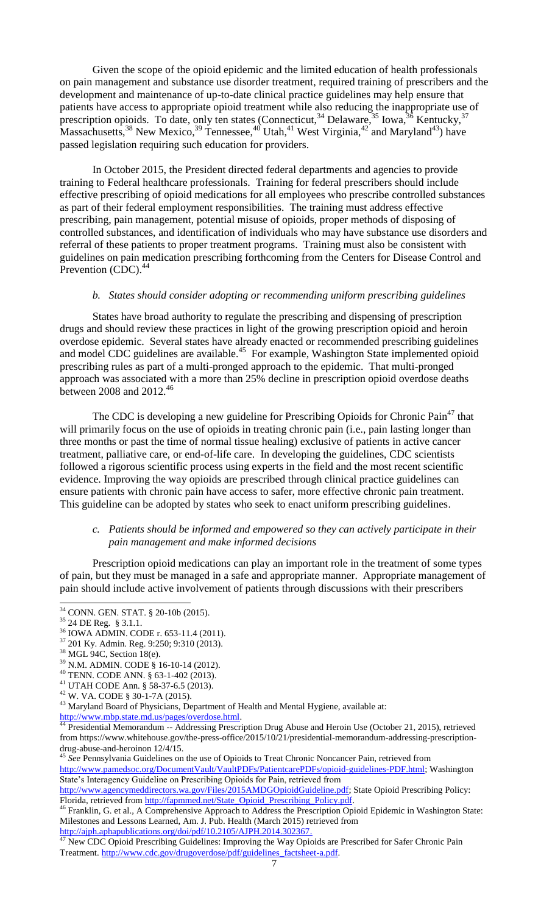Given the scope of the opioid epidemic and the limited education of health professionals on pain management and substance use disorder treatment, required training of prescribers and the development and maintenance of up-to-date clinical practice guidelines may help ensure that patients have access to appropriate opioid treatment while also reducing the inappropriate use of prescription opioids. To date, only ten states (Connecticut,[34] Delaware,[35] Iowa,[36] Kentucky,[37] Massachusetts,[38] New Mexico,[39] Tennessee,[40] Utah,[41] West Virginia,[42] and Maryland[43]) have passed legislation requiring such education for providers.

In October 2015, the President directed federal departments and agencies to provide training to Federal healthcare professionals. Training for federal prescribers should include effective prescribing of opioid medications for all employees who prescribe controlled substances as part of their federal employment responsibilities. The training must address effective prescribing, pain management, potential misuse of opioids, proper methods of disposing of controlled substances, and identification of individuals who may have substance use disorders and referral of these patients to proper treatment programs. Training must also be consistent with guidelines on pain medication prescribing forthcoming from the Centers for Disease Control and Prevention (CDC).[44]

#### *b. States should consider adopting or recommending uniform prescribing guidelines*

States have broad authority to regulate the prescribing and dispensing of prescription drugs and should review these practices in light of the growing prescription opioid and heroin overdose epidemic. Several states have already enacted or recommended prescribing guidelines and model CDC guidelines are available.[45] For example, Washington State implemented opioid prescribing rules as part of a multi-pronged approach to the epidemic. That multi-pronged approach was associated with a more than 25% decline in prescription opioid overdose deaths between 2008 and 2012.[46]

The CDC is developing a new guideline for Prescribing Opioids for Chronic Pain[47] that will primarily focus on the use of opioids in treating chronic pain (i.e., pain lasting longer than three months or past the time of normal tissue healing) exclusive of patients in active cancer treatment, palliative care, or end-of-life care. In developing the guidelines, CDC scientists followed a rigorous scientific process using experts in the field and the most recent scientific evidence. Improving the way opioids are prescribed through clinical practice guidelines can ensure patients with chronic pain have access to safer, more effective chronic pain treatment. This guideline can be adopted by states who seek to enact uniform prescribing guidelines.

#### *c. Patients should be informed and empowered so they can actively participate in their pain management and make informed decisions*

Prescription opioid medications can play an important role in the treatment of some types of pain, but they must be managed in a safe and appropriate manner. Appropriate management of pain should include active involvement of patients through discussions with their prescribers

---

[34] CONN. GEN. STAT. § 20-10b (2015).

[35] 24 DE Reg. § 3.1.1.

[36] IOWA ADMIN. CODE r. 653-11.4 (2011).

[37] 201 Ky. Admin. Reg. 9:250; 9:310 (2013).

[38] MGL 94C, Section 18(e).

[39] N.M. ADMIN. CODE § 16-10-14 (2012).

[40] TENN. CODE ANN. § 63-1-402 (2013).

[41] UTAH CODE Ann. § 58-37-6.5 (2013).

[42] W. VA. CODE § 30-1-7A (2015).

[43] Maryland Board of Physicians, Department of Health and Mental Hygiene, available at: http://www.mbp.state.md.us/pages/overdose.html.

[44] Presidential Memorandum -- Addressing Prescription Drug Abuse and Heroin Use (October 21, 2015), retrieved from https://www.whitehouse.gov/the-press-office/2015/10/21/presidential-memorandum-addressing-prescription-drug-abuse-and-heroinon 12/4/15.

[45] *See* Pennsylvania Guidelines on the use of Opioids to Treat Chronic Noncancer Pain, retrieved from http://www.pamedsoc.org/DocumentVault/VaultPDFs/PatientcarePDFs/opioid-guidelines-PDF.html; Washington State's Interagency Guideline on Prescribing Opioids for Pain, retrieved from http://www.agencymeddirectors.wa.gov/Files/2015AMDGOpioidGuideline.pdf; State Opioid Prescribing Policy: Florida, retrieved from http://fapmmed.net/State_Opioid_Prescribing_Policy.pdf.

[46] Franklin, G. et al., A Comprehensive Approach to Address the Prescription Opioid Epidemic in Washington State: Milestones and Lessons Learned, Am. J. Pub. Health (March 2015) retrieved from http://ajph.aphapublications.org/doi/pdf/10.2105/AJPH.2014.302367.

[47] New CDC Opioid Prescribing Guidelines: Improving the Way Opioids are Prescribed for Safer Chronic Pain Treatment. http://www.cdc.gov/drugoverdose/pdf/guidelines_factsheet-a.pdf.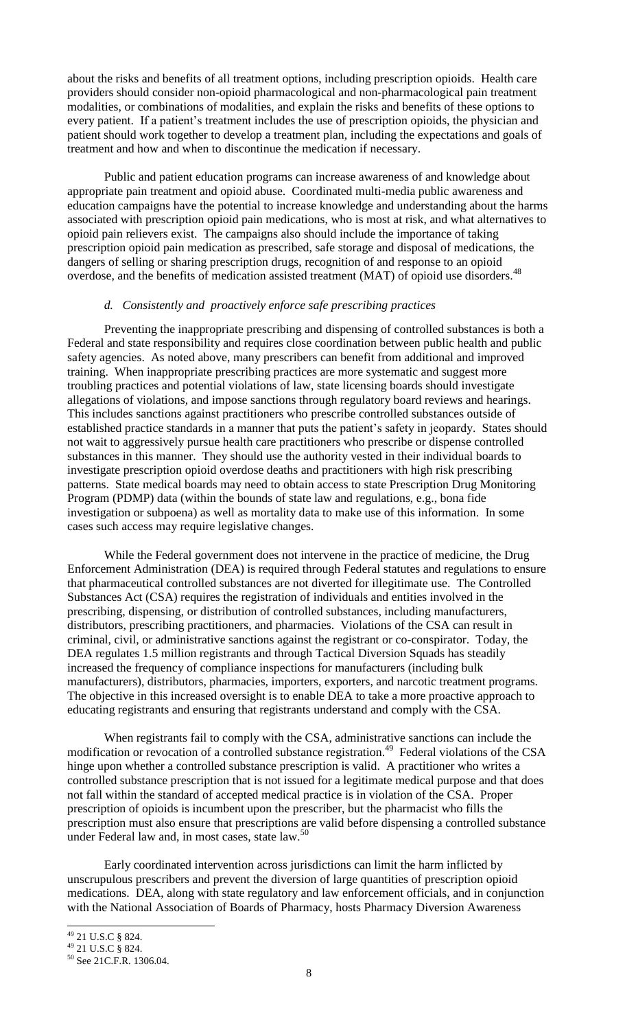about the risks and benefits of all treatment options, including prescription opioids. Health care providers should consider non-opioid pharmacological and non-pharmacological pain treatment modalities, or combinations of modalities, and explain the risks and benefits of these options to every patient. If a patient's treatment includes the use of prescription opioids, the physician and patient should work together to develop a treatment plan, including the expectations and goals of treatment and how and when to discontinue the medication if necessary.

Public and patient education programs can increase awareness of and knowledge about appropriate pain treatment and opioid abuse. Coordinated multi-media public awareness and education campaigns have the potential to increase knowledge and understanding about the harms associated with prescription opioid pain medications, who is most at risk, and what alternatives to opioid pain relievers exist. The campaigns also should include the importance of taking prescription opioid pain medication as prescribed, safe storage and disposal of medications, the dangers of selling or sharing prescription drugs, recognition of and response to an opioid overdose, and the benefits of medication assisted treatment (MAT) of opioid use disorders.[48]

#### *d. Consistently and proactively enforce safe prescribing practices*

Preventing the inappropriate prescribing and dispensing of controlled substances is both a Federal and state responsibility and requires close coordination between public health and public safety agencies. As noted above, many prescribers can benefit from additional and improved training. When inappropriate prescribing practices are more systematic and suggest more troubling practices and potential violations of law, state licensing boards should investigate allegations of violations, and impose sanctions through regulatory board reviews and hearings. This includes sanctions against practitioners who prescribe controlled substances outside of established practice standards in a manner that puts the patient's safety in jeopardy. States should not wait to aggressively pursue health care practitioners who prescribe or dispense controlled substances in this manner. They should use the authority vested in their individual boards to investigate prescription opioid overdose deaths and practitioners with high risk prescribing patterns. State medical boards may need to obtain access to state Prescription Drug Monitoring Program (PDMP) data (within the bounds of state law and regulations, e.g., bona fide investigation or subpoena) as well as mortality data to make use of this information. In some cases such access may require legislative changes.

While the Federal government does not intervene in the practice of medicine, the Drug Enforcement Administration (DEA) is required through Federal statutes and regulations to ensure that pharmaceutical controlled substances are not diverted for illegitimate use. The Controlled Substances Act (CSA) requires the registration of individuals and entities involved in the prescribing, dispensing, or distribution of controlled substances, including manufacturers, distributors, prescribing practitioners, and pharmacies. Violations of the CSA can result in criminal, civil, or administrative sanctions against the registrant or co-conspirator. Today, the DEA regulates 1.5 million registrants and through Tactical Diversion Squads has steadily increased the frequency of compliance inspections for manufacturers (including bulk manufacturers), distributors, pharmacies, importers, exporters, and narcotic treatment programs. The objective in this increased oversight is to enable DEA to take a more proactive approach to educating registrants and ensuring that registrants understand and comply with the CSA.

When registrants fail to comply with the CSA, administrative sanctions can include the modification or revocation of a controlled substance registration.[49] Federal violations of the CSA hinge upon whether a controlled substance prescription is valid. A practitioner who writes a controlled substance prescription that is not issued for a legitimate medical purpose and that does not fall within the standard of accepted medical practice is in violation of the CSA. Proper prescription of opioids is incumbent upon the prescriber, but the pharmacist who fills the prescription must also ensure that prescriptions are valid before dispensing a controlled substance under Federal law and, in most cases, state law.[50]

Early coordinated intervention across jurisdictions can limit the harm inflicted by unscrupulous prescribers and prevent the diversion of large quantities of prescription opioid medications. DEA, along with state regulatory and law enforcement officials, and in conjunction with the National Association of Boards of Pharmacy, hosts Pharmacy Diversion Awareness

---

[49] 21 U.S.C § 824.

[49] 21 U.S.C § 824.

[50] See 21C.F.R. 1306.04.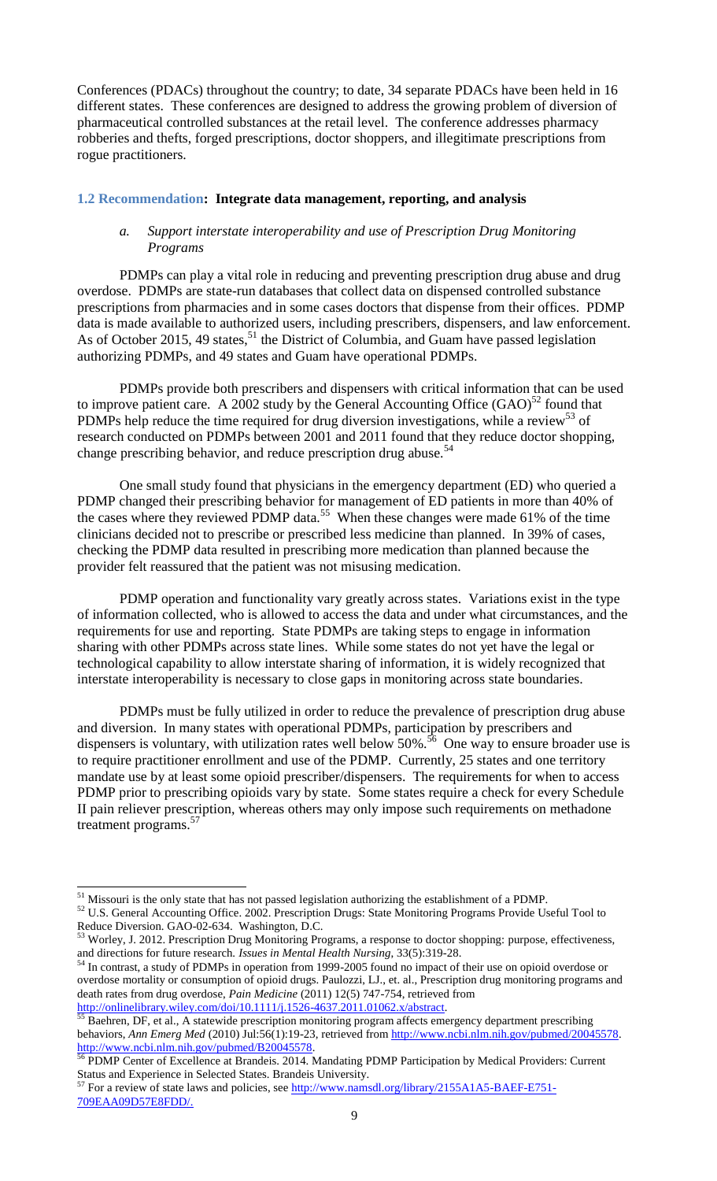Conferences (PDACs) throughout the country; to date, 34 separate PDACs have been held in 16 different states. These conferences are designed to address the growing problem of diversion of pharmaceutical controlled substances at the retail level. The conference addresses pharmacy robberies and thefts, forged prescriptions, doctor shoppers, and illegitimate prescriptions from rogue practitioners.

### 1.2 Recommendation: **Integrate data management, reporting, and analysis**

#### *a. Support interstate interoperability and use of Prescription Drug Monitoring Programs*

PDMPs can play a vital role in reducing and preventing prescription drug abuse and drug overdose. PDMPs are state-run databases that collect data on dispensed controlled substance prescriptions from pharmacies and in some cases doctors that dispense from their offices. PDMP data is made available to authorized users, including prescribers, dispensers, and law enforcement. As of October 2015, 49 states,[51] the District of Columbia, and Guam have passed legislation authorizing PDMPs, and 49 states and Guam have operational PDMPs.

PDMPs provide both prescribers and dispensers with critical information that can be used to improve patient care. A 2002 study by the General Accounting Office (GAO)[52] found that PDMPs help reduce the time required for drug diversion investigations, while a review[53] of research conducted on PDMPs between 2001 and 2011 found that they reduce doctor shopping, change prescribing behavior, and reduce prescription drug abuse.[54]

One small study found that physicians in the emergency department (ED) who queried a PDMP changed their prescribing behavior for management of ED patients in more than 40% of the cases where they reviewed PDMP data.[55] When these changes were made 61% of the time clinicians decided not to prescribe or prescribed less medicine than planned. In 39% of cases, checking the PDMP data resulted in prescribing more medication than planned because the provider felt reassured that the patient was not misusing medication.

PDMP operation and functionality vary greatly across states. Variations exist in the type of information collected, who is allowed to access the data and under what circumstances, and the requirements for use and reporting. State PDMPs are taking steps to engage in information sharing with other PDMPs across state lines. While some states do not yet have the legal or technological capability to allow interstate sharing of information, it is widely recognized that interstate interoperability is necessary to close gaps in monitoring across state boundaries.

PDMPs must be fully utilized in order to reduce the prevalence of prescription drug abuse and diversion. In many states with operational PDMPs, participation by prescribers and dispensers is voluntary, with utilization rates well below 50%.[56] One way to ensure broader use is to require practitioner enrollment and use of the PDMP. Currently, 25 states and one territory mandate use by at least some opioid prescriber/dispensers. The requirements for when to access PDMP prior to prescribing opioids vary by state. Some states require a check for every Schedule II pain reliever prescription, whereas others may only impose such requirements on methadone treatment programs.[57]

---

[51] Missouri is the only state that has not passed legislation authorizing the establishment of a PDMP.

[52] U.S. General Accounting Office. 2002. Prescription Drugs: State Monitoring Programs Provide Useful Tool to Reduce Diversion. GAO-02-634. Washington, D.C.

[53] Worley, J. 2012. Prescription Drug Monitoring Programs, a response to doctor shopping: purpose, effectiveness, and directions for future research. *Issues in Mental Health Nursing*, 33(5):319-28.

[54] In contrast, a study of PDMPs in operation from 1999-2005 found no impact of their use on opioid overdose or overdose mortality or consumption of opioid drugs. Paulozzi, LJ., et. al., Prescription drug monitoring programs and death rates from drug overdose, *Pain Medicine* (2011) 12(5) 747-754, retrieved from http://onlinelibrary.wiley.com/doi/10.1111/j.1526-4637.2011.01062.x/abstract.

[55] Baehren, DF, et al., A statewide prescription monitoring program affects emergency department prescribing behaviors, *Ann Emerg Med* (2010) Jul:56(1):19-23, retrieved from http://www.ncbi.nlm.nih.gov/pubmed/20045578. http://www.ncbi.nlm.nih.gov/pubmed/B20045578.

[56] PDMP Center of Excellence at Brandeis. 2014. Mandating PDMP Participation by Medical Providers: Current Status and Experience in Selected States. Brandeis University.

[57] For a review of state laws and policies, see http://www.namsdl.org/library/2155A1A5-BAEF-E751-709EAA09D57E8FDD/.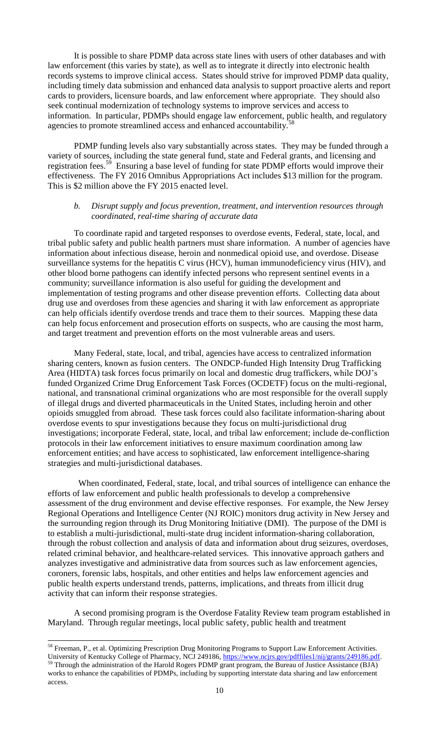It is possible to share PDMP data across state lines with users of other databases and with law enforcement (this varies by state), as well as to integrate it directly into electronic health records systems to improve clinical access. States should strive for improved PDMP data quality, including timely data submission and enhanced data analysis to support proactive alerts and report cards to providers, licensure boards, and law enforcement where appropriate. They should also seek continual modernization of technology systems to improve services and access to information. In particular, PDMPs should engage law enforcement, public health, and regulatory agencies to promote streamlined access and enhanced accountability.[58]

PDMP funding levels also vary substantially across states. They may be funded through a variety of sources, including the state general fund, state and Federal grants, and licensing and registration fees.[59] Ensuring a base level of funding for state PDMP efforts would improve their effectiveness. The FY 2016 Omnibus Appropriations Act includes $13 million for the program. This is $2 million above the FY 2015 enacted level.

*b. Disrupt supply and focus prevention, treatment, and intervention resources through coordinated, real-time sharing of accurate data*

To coordinate rapid and targeted responses to overdose events, Federal, state, local, and tribal public safety and public health partners must share information. A number of agencies have information about infectious disease, heroin and nonmedical opioid use, and overdose. Disease surveillance systems for the hepatitis C virus (HCV), human immunodeficiency virus (HIV), and other blood borne pathogens can identify infected persons who represent sentinel events in a community; surveillance information is also useful for guiding the development and implementation of testing programs and other disease prevention efforts. Collecting data about drug use and overdoses from these agencies and sharing it with law enforcement as appropriate can help officials identify overdose trends and trace them to their sources. Mapping these data can help focus enforcement and prosecution efforts on suspects, who are causing the most harm, and target treatment and prevention efforts on the most vulnerable areas and users.

Many Federal, state, local, and tribal, agencies have access to centralized information sharing centers, known as fusion centers. The ONDCP-funded High Intensity Drug Trafficking Area (HIDTA) task forces focus primarily on local and domestic drug traffickers, while DOJ's funded Organized Crime Drug Enforcement Task Forces (OCDETF) focus on the multi-regional, national, and transnational criminal organizations who are most responsible for the overall supply of illegal drugs and diverted pharmaceuticals in the United States, including heroin and other opioids smuggled from abroad. These task forces could also facilitate information-sharing about overdose events to spur investigations because they focus on multi-jurisdictional drug investigations; incorporate Federal, state, local, and tribal law enforcement; include de-confliction protocols in their law enforcement initiatives to ensure maximum coordination among law enforcement entities; and have access to sophisticated, law enforcement intelligence-sharing strategies and multi-jurisdictional databases.

When coordinated, Federal, state, local, and tribal sources of intelligence can enhance the efforts of law enforcement and public health professionals to develop a comprehensive assessment of the drug environment and devise effective responses. For example, the New Jersey Regional Operations and Intelligence Center (NJ ROIC) monitors drug activity in New Jersey and the surrounding region through its Drug Monitoring Initiative (DMI). The purpose of the DMI is to establish a multi-jurisdictional, multi-state drug incident information-sharing collaboration, through the robust collection and analysis of data and information about drug seizures, overdoses, related criminal behavior, and healthcare-related services. This innovative approach gathers and analyzes investigative and administrative data from sources such as law enforcement agencies, coroners, forensic labs, hospitals, and other entities and helps law enforcement agencies and public health experts understand trends, patterns, implications, and threats from illicit drug activity that can inform their response strategies.

A second promising program is the Overdose Fatality Review team program established in Maryland. Through regular meetings, local public safety, public health and treatment

---

[58] Freeman, P., et al. Optimizing Prescription Drug Monitoring Programs to Support Law Enforcement Activities. University of Kentucky College of Pharmacy, NCJ 249186, https://www.ncjrs.gov/pdffiles1/nij/grants/249186.pdf.

[59] Through the administration of the Harold Rogers PDMP grant program, the Bureau of Justice Assistance (BJA) works to enhance the capabilities of PDMPs, including by supporting interstate data sharing and law enforcement access.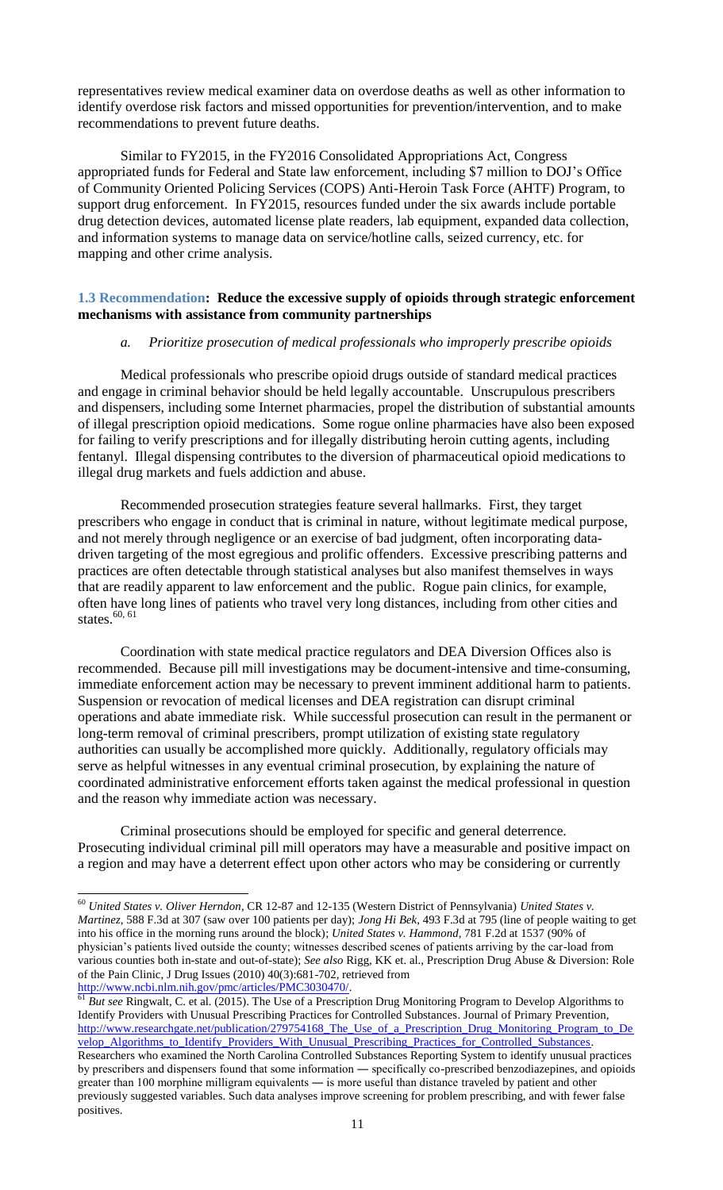representatives review medical examiner data on overdose deaths as well as other information to identify overdose risk factors and missed opportunities for prevention/intervention, and to make recommendations to prevent future deaths.

Similar to FY2015, in the FY2016 Consolidated Appropriations Act, Congress appropriated funds for Federal and State law enforcement, including $7 million to DOJ's Office of Community Oriented Policing Services (COPS) Anti-Heroin Task Force (AHTF) Program, to support drug enforcement. In FY2015, resources funded under the six awards include portable drug detection devices, automated license plate readers, lab equipment, expanded data collection, and information systems to manage data on service/hotline calls, seized currency, etc. for mapping and other crime analysis.

### 1.3 Recommendation: Reduce the excessive supply of opioids through strategic enforcement mechanisms with assistance from community partnerships

*a. Prioritize prosecution of medical professionals who improperly prescribe opioids*

Medical professionals who prescribe opioid drugs outside of standard medical practices and engage in criminal behavior should be held legally accountable. Unscrupulous prescribers and dispensers, including some Internet pharmacies, propel the distribution of substantial amounts of illegal prescription opioid medications. Some rogue online pharmacies have also been exposed for failing to verify prescriptions and for illegally distributing heroin cutting agents, including fentanyl. Illegal dispensing contributes to the diversion of pharmaceutical opioid medications to illegal drug markets and fuels addiction and abuse.

Recommended prosecution strategies feature several hallmarks. First, they target prescribers who engage in conduct that is criminal in nature, without legitimate medical purpose, and not merely through negligence or an exercise of bad judgment, often incorporating data-driven targeting of the most egregious and prolific offenders. Excessive prescribing patterns and practices are often detectable through statistical analyses but also manifest themselves in ways that are readily apparent to law enforcement and the public. Rogue pain clinics, for example, often have long lines of patients who travel very long distances, including from other cities and states.[60, 61]

Coordination with state medical practice regulators and DEA Diversion Offices also is recommended. Because pill mill investigations may be document-intensive and time-consuming, immediate enforcement action may be necessary to prevent imminent additional harm to patients. Suspension or revocation of medical licenses and DEA registration can disrupt criminal operations and abate immediate risk. While successful prosecution can result in the permanent or long-term removal of criminal prescribers, prompt utilization of existing state regulatory authorities can usually be accomplished more quickly. Additionally, regulatory officials may serve as helpful witnesses in any eventual criminal prosecution, by explaining the nature of coordinated administrative enforcement efforts taken against the medical professional in question and the reason why immediate action was necessary.

Criminal prosecutions should be employed for specific and general deterrence. Prosecuting individual criminal pill mill operators may have a measurable and positive impact on a region and may have a deterrent effect upon other actors who may be considering or currently

---

[60] *United States v. Oliver Herndon*, CR 12-87 and 12-135 (Western District of Pennsylvania) *United States v. Martinez*, 588 F.3d at 307 (saw over 100 patients per day); *Jong Hi Bek*, 493 F.3d at 795 (line of people waiting to get into his office in the morning runs around the block); *United States v. Hammond*, 781 F.2d at 1537 (90% of physician's patients lived outside the county; witnesses described scenes of patients arriving by the car-load from various counties both in-state and out-of-state); *See also* Rigg, KK et. al., Prescription Drug Abuse & Diversion: Role of the Pain Clinic, J Drug Issues (2010) 40(3):681-702, retrieved from http://www.ncbi.nlm.nih.gov/pmc/articles/PMC3030470/.

[61] *But see* Ringwalt, C. et al. (2015). The Use of a Prescription Drug Monitoring Program to Develop Algorithms to Identify Providers with Unusual Prescribing Practices for Controlled Substances. Journal of Primary Prevention, http://www.researchgate.net/publication/279754168_The_Use_of_a_Prescription_Drug_Monitoring_Program_to_Develop_Algorithms_to_Identify_Providers_With_Unusual_Prescribing_Practices_for_Controlled_Substances. Researchers who examined the North Carolina Controlled Substances Reporting System to identify unusual practices by prescribers and dispensers found that some information ― specifically co-prescribed benzodiazepines, and opioids greater than 100 morphine milligram equivalents ― is more useful than distance traveled by patient and other previously suggested variables. Such data analyses improve screening for problem prescribing, and with fewer false positives.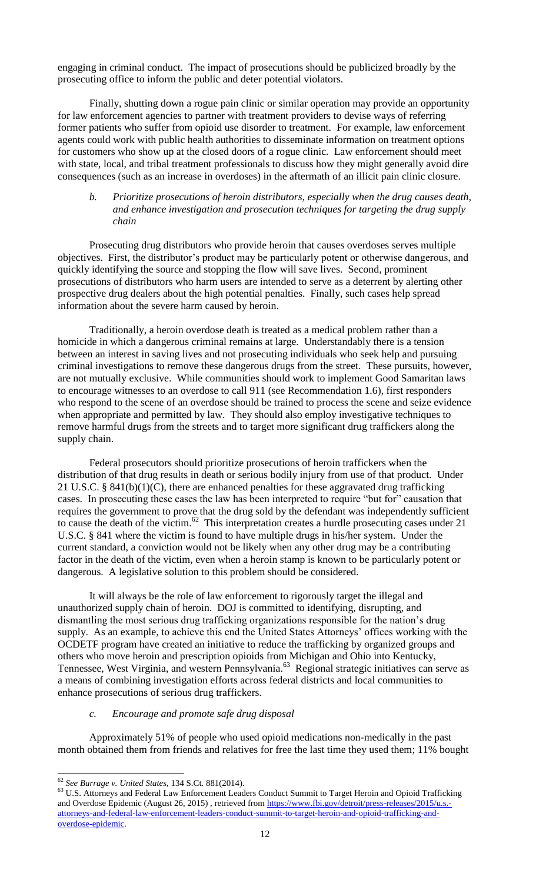engaging in criminal conduct. The impact of prosecutions should be publicized broadly by the prosecuting office to inform the public and deter potential violators.

Finally, shutting down a rogue pain clinic or similar operation may provide an opportunity for law enforcement agencies to partner with treatment providers to devise ways of referring former patients who suffer from opioid use disorder to treatment. For example, law enforcement agents could work with public health authorities to disseminate information on treatment options for customers who show up at the closed doors of a rogue clinic. Law enforcement should meet with state, local, and tribal treatment professionals to discuss how they might generally avoid dire consequences (such as an increase in overdoses) in the aftermath of an illicit pain clinic closure.

*b. Prioritize prosecutions of heroin distributors, especially when the drug causes death, and enhance investigation and prosecution techniques for targeting the drug supply chain*

Prosecuting drug distributors who provide heroin that causes overdoses serves multiple objectives. First, the distributor's product may be particularly potent or otherwise dangerous, and quickly identifying the source and stopping the flow will save lives. Second, prominent prosecutions of distributors who harm users are intended to serve as a deterrent by alerting other prospective drug dealers about the high potential penalties. Finally, such cases help spread information about the severe harm caused by heroin.

Traditionally, a heroin overdose death is treated as a medical problem rather than a homicide in which a dangerous criminal remains at large. Understandably there is a tension between an interest in saving lives and not prosecuting individuals who seek help and pursuing criminal investigations to remove these dangerous drugs from the street. These pursuits, however, are not mutually exclusive. While communities should work to implement Good Samaritan laws to encourage witnesses to an overdose to call 911 (see Recommendation 1.6), first responders who respond to the scene of an overdose should be trained to process the scene and seize evidence when appropriate and permitted by law. They should also employ investigative techniques to remove harmful drugs from the streets and to target more significant drug traffickers along the supply chain.

Federal prosecutors should prioritize prosecutions of heroin traffickers when the distribution of that drug results in death or serious bodily injury from use of that product. Under 21 U.S.C. § 841(b)(1)(C), there are enhanced penalties for these aggravated drug trafficking cases. In prosecuting these cases the law has been interpreted to require "but for" causation that requires the government to prove that the drug sold by the defendant was independently sufficient to cause the death of the victim.[62] This interpretation creates a hurdle prosecuting cases under 21 U.S.C. § 841 where the victim is found to have multiple drugs in his/her system. Under the current standard, a conviction would not be likely when any other drug may be a contributing factor in the death of the victim, even when a heroin stamp is known to be particularly potent or dangerous. A legislative solution to this problem should be considered.

It will always be the role of law enforcement to rigorously target the illegal and unauthorized supply chain of heroin. DOJ is committed to identifying, disrupting, and dismantling the most serious drug trafficking organizations responsible for the nation's drug supply. As an example, to achieve this end the United States Attorneys' offices working with the OCDETF program have created an initiative to reduce the trafficking by organized groups and others who move heroin and prescription opioids from Michigan and Ohio into Kentucky, Tennessee, West Virginia, and western Pennsylvania.[63] Regional strategic initiatives can serve as a means of combining investigation efforts across federal districts and local communities to enhance prosecutions of serious drug traffickers.

*c. Encourage and promote safe drug disposal*

Approximately 51% of people who used opioid medications non-medically in the past month obtained them from friends and relatives for free the last time they used them; 11% bought

---

[62] *See Burrage v. United States*, 134 S.Ct. 881(2014).

[63] U.S. Attorneys and Federal Law Enforcement Leaders Conduct Summit to Target Heroin and Opioid Trafficking and Overdose Epidemic (August 26, 2015) , retrieved from https://www.fbi.gov/detroit/press-releases/2015/u.s.-attorneys-and-federal-law-enforcement-leaders-conduct-summit-to-target-heroin-and-opioid-trafficking-and-overdose-epidemic.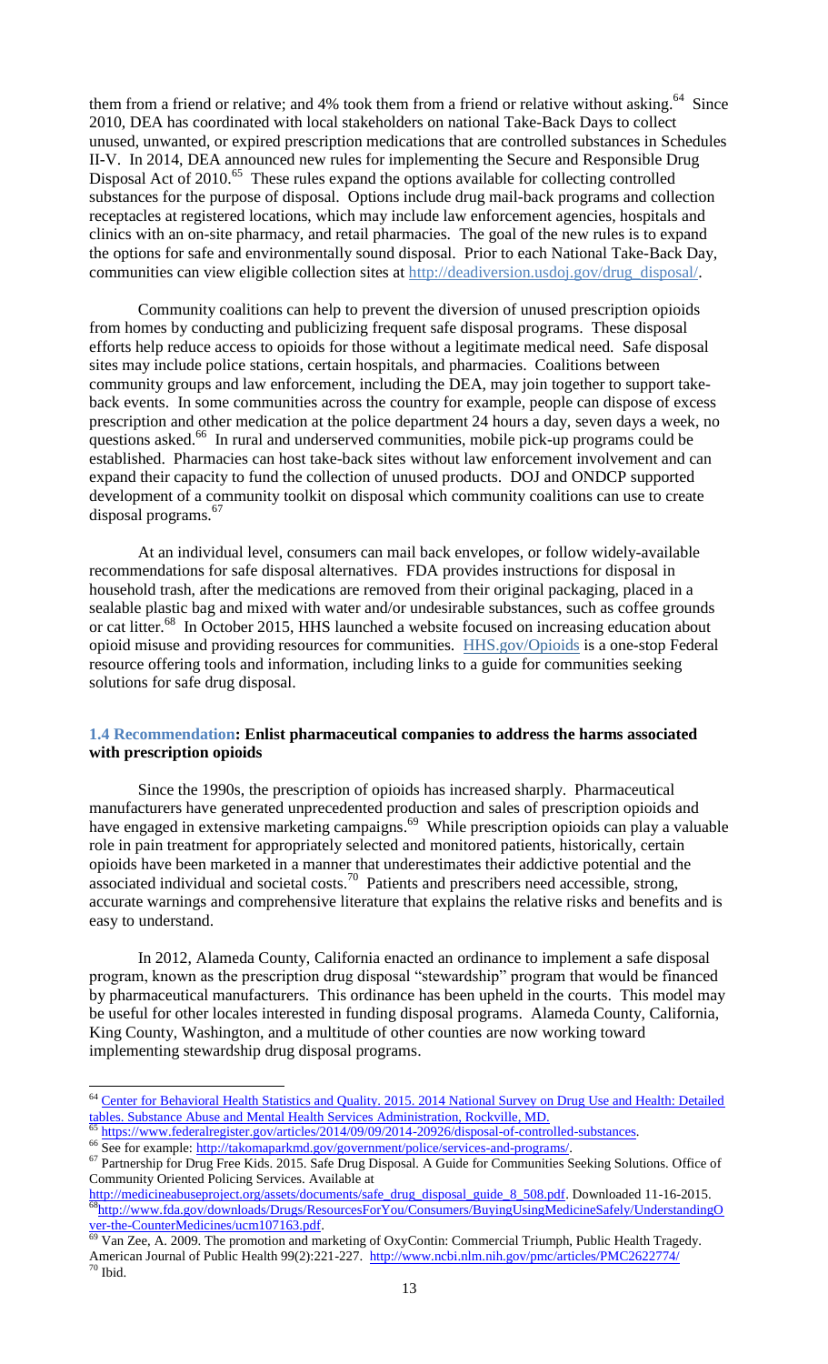them from a friend or relative; and 4% took them from a friend or relative without asking.[64] Since 2010, DEA has coordinated with local stakeholders on national Take-Back Days to collect unused, unwanted, or expired prescription medications that are controlled substances in Schedules II-V. In 2014, DEA announced new rules for implementing the Secure and Responsible Drug Disposal Act of 2010.[65] These rules expand the options available for collecting controlled substances for the purpose of disposal. Options include drug mail-back programs and collection receptacles at registered locations, which may include law enforcement agencies, hospitals and clinics with an on-site pharmacy, and retail pharmacies. The goal of the new rules is to expand the options for safe and environmentally sound disposal. Prior to each National Take-Back Day, communities can view eligible collection sites at http://deadiversion.usdoj.gov/drug_disposal/.

Community coalitions can help to prevent the diversion of unused prescription opioids from homes by conducting and publicizing frequent safe disposal programs. These disposal efforts help reduce access to opioids for those without a legitimate medical need. Safe disposal sites may include police stations, certain hospitals, and pharmacies. Coalitions between community groups and law enforcement, including the DEA, may join together to support take-back events. In some communities across the country for example, people can dispose of excess prescription and other medication at the police department 24 hours a day, seven days a week, no questions asked.[66] In rural and underserved communities, mobile pick-up programs could be established. Pharmacies can host take-back sites without law enforcement involvement and can expand their capacity to fund the collection of unused products. DOJ and ONDCP supported development of a community toolkit on disposal which community coalitions can use to create disposal programs.[67]

At an individual level, consumers can mail back envelopes, or follow widely-available recommendations for safe disposal alternatives. FDA provides instructions for disposal in household trash, after the medications are removed from their original packaging, placed in a sealable plastic bag and mixed with water and/or undesirable substances, such as coffee grounds or cat litter.[68] In October 2015, HHS launched a website focused on increasing education about opioid misuse and providing resources for communities. HHS.gov/Opioids is a one-stop Federal resource offering tools and information, including links to a guide for communities seeking solutions for safe drug disposal.

### 1.4 Recommendation: Enlist pharmaceutical companies to address the harms associated with prescription opioids

Since the 1990s, the prescription of opioids has increased sharply. Pharmaceutical manufacturers have generated unprecedented production and sales of prescription opioids and have engaged in extensive marketing campaigns.[69] While prescription opioids can play a valuable role in pain treatment for appropriately selected and monitored patients, historically, certain opioids have been marketed in a manner that underestimates their addictive potential and the associated individual and societal costs.[70] Patients and prescribers need accessible, strong, accurate warnings and comprehensive literature that explains the relative risks and benefits and is easy to understand.

In 2012, Alameda County, California enacted an ordinance to implement a safe disposal program, known as the prescription drug disposal "stewardship" program that would be financed by pharmaceutical manufacturers. This ordinance has been upheld in the courts. This model may be useful for other locales interested in funding disposal programs. Alameda County, California, King County, Washington, and a multitude of other counties are now working toward implementing stewardship drug disposal programs.

---

[64] Center for Behavioral Health Statistics and Quality. 2015. 2014 National Survey on Drug Use and Health: Detailed tables. Substance Abuse and Mental Health Services Administration, Rockville, MD.

[65] https://www.federalregister.gov/articles/2014/09/09/2014-20926/disposal-of-controlled-substances.

[66] See for example: http://takomaparkmd.gov/government/police/services-and-programs/.

[67] Partnership for Drug Free Kids. 2015. Safe Drug Disposal. A Guide for Communities Seeking Solutions. Office of Community Oriented Policing Services. Available at http://medicineabuseproject.org/assets/documents/safe_drug_disposal_guide_8_508.pdf. Downloaded 11-16-2015.

[68] http://www.fda.gov/downloads/Drugs/ResourcesForYou/Consumers/BuyingUsingMedicineSafely/UnderstandingOver-the-CounterMedicines/ucm107163.pdf.

[69] Van Zee, A. 2009. The promotion and marketing of OxyContin: Commercial Triumph, Public Health Tragedy. American Journal of Public Health 99(2):221-227. http://www.ncbi.nlm.nih.gov/pmc/articles/PMC2622774/

[70] Ibid.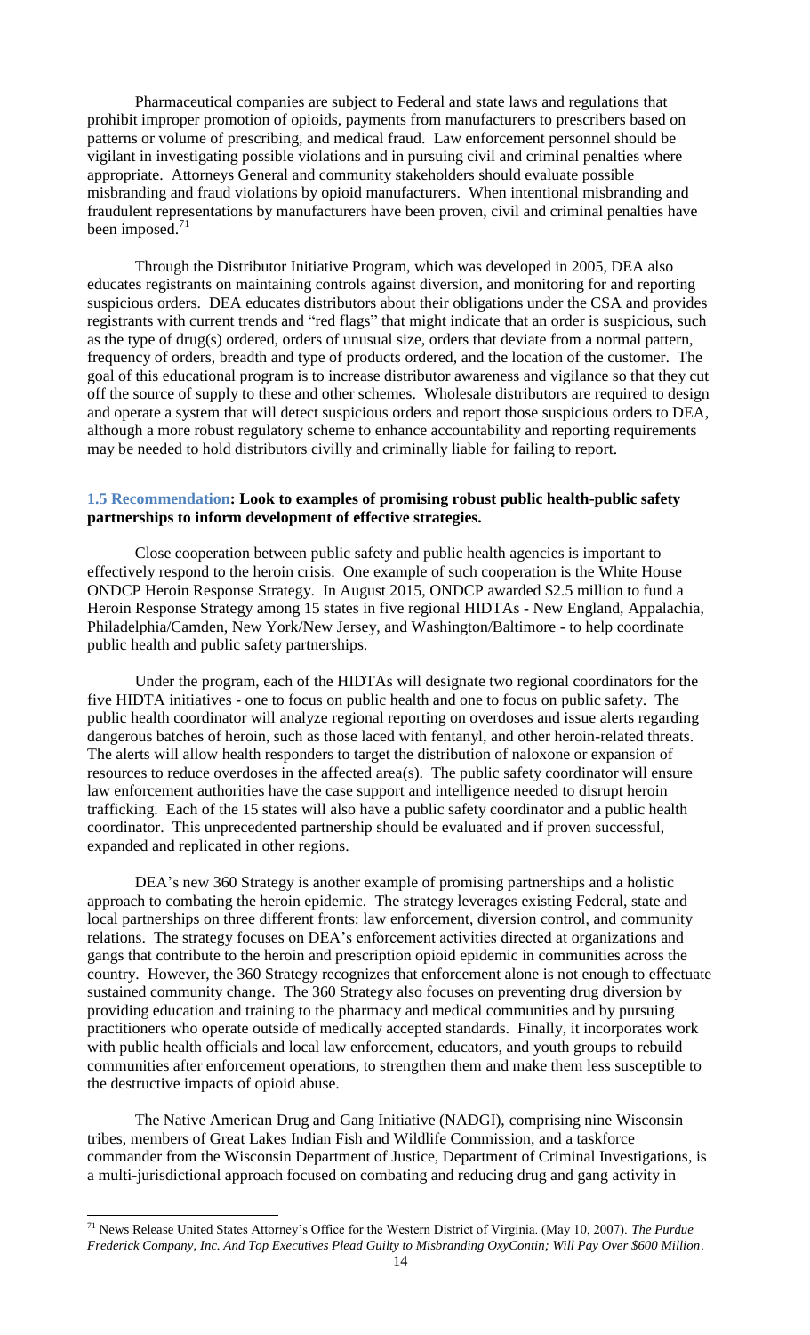Pharmaceutical companies are subject to Federal and state laws and regulations that prohibit improper promotion of opioids, payments from manufacturers to prescribers based on patterns or volume of prescribing, and medical fraud. Law enforcement personnel should be vigilant in investigating possible violations and in pursuing civil and criminal penalties where appropriate. Attorneys General and community stakeholders should evaluate possible misbranding and fraud violations by opioid manufacturers. When intentional misbranding and fraudulent representations by manufacturers have been proven, civil and criminal penalties have been imposed.[71]

Through the Distributor Initiative Program, which was developed in 2005, DEA also educates registrants on maintaining controls against diversion, and monitoring for and reporting suspicious orders. DEA educates distributors about their obligations under the CSA and provides registrants with current trends and "red flags" that might indicate that an order is suspicious, such as the type of drug(s) ordered, orders of unusual size, orders that deviate from a normal pattern, frequency of orders, breadth and type of products ordered, and the location of the customer. The goal of this educational program is to increase distributor awareness and vigilance so that they cut off the source of supply to these and other schemes. Wholesale distributors are required to design and operate a system that will detect suspicious orders and report those suspicious orders to DEA, although a more robust regulatory scheme to enhance accountability and reporting requirements may be needed to hold distributors civilly and criminally liable for failing to report.

### 1.5 Recommendation: Look to examples of promising robust public health-public safety partnerships to inform development of effective strategies.

Close cooperation between public safety and public health agencies is important to effectively respond to the heroin crisis. One example of such cooperation is the White House ONDCP Heroin Response Strategy. In August 2015, ONDCP awarded $2.5 million to fund a Heroin Response Strategy among 15 states in five regional HIDTAs - New England, Appalachia, Philadelphia/Camden, New York/New Jersey, and Washington/Baltimore - to help coordinate public health and public safety partnerships.

Under the program, each of the HIDTAs will designate two regional coordinators for the five HIDTA initiatives - one to focus on public health and one to focus on public safety. The public health coordinator will analyze regional reporting on overdoses and issue alerts regarding dangerous batches of heroin, such as those laced with fentanyl, and other heroin-related threats. The alerts will allow health responders to target the distribution of naloxone or expansion of resources to reduce overdoses in the affected area(s). The public safety coordinator will ensure law enforcement authorities have the case support and intelligence needed to disrupt heroin trafficking. Each of the 15 states will also have a public safety coordinator and a public health coordinator. This unprecedented partnership should be evaluated and if proven successful, expanded and replicated in other regions.

DEA's new 360 Strategy is another example of promising partnerships and a holistic approach to combating the heroin epidemic. The strategy leverages existing Federal, state and local partnerships on three different fronts: law enforcement, diversion control, and community relations. The strategy focuses on DEA's enforcement activities directed at organizations and gangs that contribute to the heroin and prescription opioid epidemic in communities across the country. However, the 360 Strategy recognizes that enforcement alone is not enough to effectuate sustained community change. The 360 Strategy also focuses on preventing drug diversion by providing education and training to the pharmacy and medical communities and by pursuing practitioners who operate outside of medically accepted standards. Finally, it incorporates work with public health officials and local law enforcement, educators, and youth groups to rebuild communities after enforcement operations, to strengthen them and make them less susceptible to the destructive impacts of opioid abuse.

The Native American Drug and Gang Initiative (NADGI), comprising nine Wisconsin tribes, members of Great Lakes Indian Fish and Wildlife Commission, and a taskforce commander from the Wisconsin Department of Justice, Department of Criminal Investigations, is a multi-jurisdictional approach focused on combating and reducing drug and gang activity in

---

[71] News Release United States Attorney's Office for the Western District of Virginia. (May 10, 2007). *The Purdue Frederick Company, Inc. And Top Executives Plead Guilty to Misbranding OxyContin; Will Pay Over $600 Million*.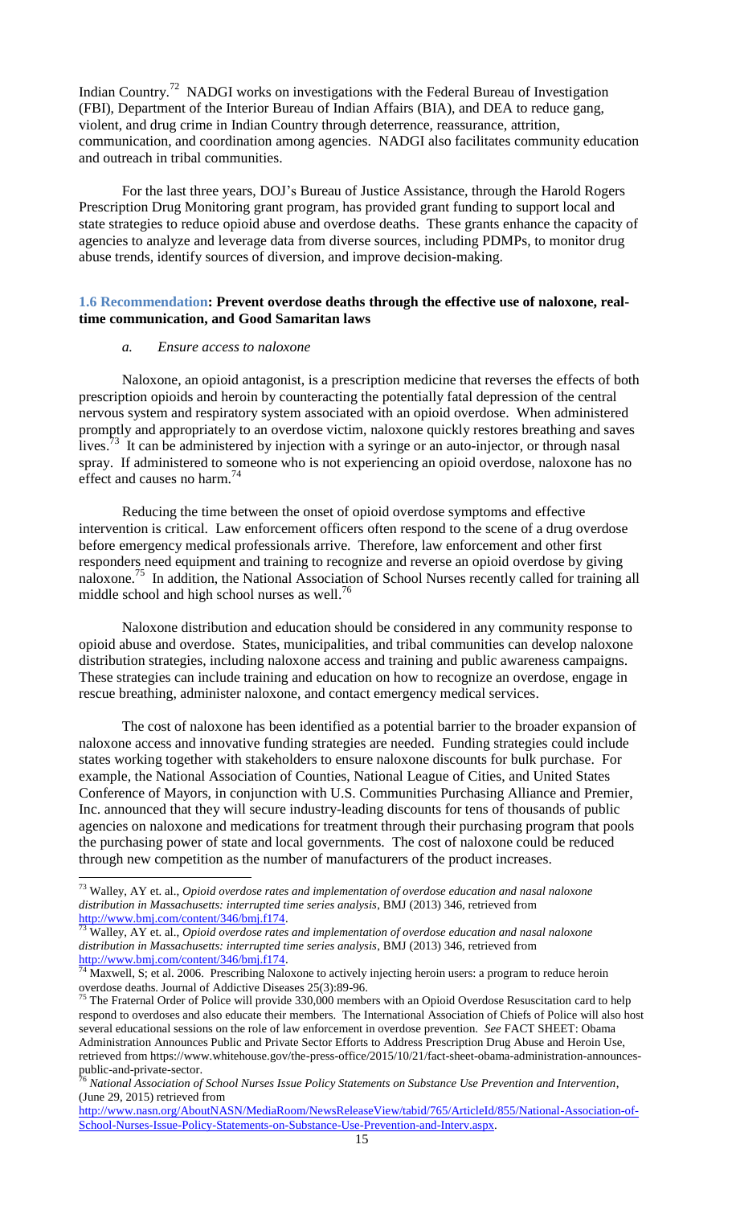Indian Country.[72] NADGI works on investigations with the Federal Bureau of Investigation (FBI), Department of the Interior Bureau of Indian Affairs (BIA), and DEA to reduce gang, violent, and drug crime in Indian Country through deterrence, reassurance, attrition, communication, and coordination among agencies. NADGI also facilitates community education and outreach in tribal communities.

For the last three years, DOJ's Bureau of Justice Assistance, through the Harold Rogers Prescription Drug Monitoring grant program, has provided grant funding to support local and state strategies to reduce opioid abuse and overdose deaths. These grants enhance the capacity of agencies to analyze and leverage data from diverse sources, including PDMPs, to monitor drug abuse trends, identify sources of diversion, and improve decision-making.

### 1.6 Recommendation: Prevent overdose deaths through the effective use of naloxone, real-time communication, and Good Samaritan laws

*a. Ensure access to naloxone*

Naloxone, an opioid antagonist, is a prescription medicine that reverses the effects of both prescription opioids and heroin by counteracting the potentially fatal depression of the central nervous system and respiratory system associated with an opioid overdose. When administered promptly and appropriately to an overdose victim, naloxone quickly restores breathing and saves lives.[73] It can be administered by injection with a syringe or an auto-injector, or through nasal spray. If administered to someone who is not experiencing an opioid overdose, naloxone has no effect and causes no harm.[74]

Reducing the time between the onset of opioid overdose symptoms and effective intervention is critical. Law enforcement officers often respond to the scene of a drug overdose before emergency medical professionals arrive. Therefore, law enforcement and other first responders need equipment and training to recognize and reverse an opioid overdose by giving naloxone.[75] In addition, the National Association of School Nurses recently called for training all middle school and high school nurses as well.[76]

Naloxone distribution and education should be considered in any community response to opioid abuse and overdose. States, municipalities, and tribal communities can develop naloxone distribution strategies, including naloxone access and training and public awareness campaigns. These strategies can include training and education on how to recognize an overdose, engage in rescue breathing, administer naloxone, and contact emergency medical services.

The cost of naloxone has been identified as a potential barrier to the broader expansion of naloxone access and innovative funding strategies are needed. Funding strategies could include states working together with stakeholders to ensure naloxone discounts for bulk purchase. For example, the National Association of Counties, National League of Cities, and United States Conference of Mayors, in conjunction with U.S. Communities Purchasing Alliance and Premier, Inc. announced that they will secure industry-leading discounts for tens of thousands of public agencies on naloxone and medications for treatment through their purchasing program that pools the purchasing power of state and local governments. The cost of naloxone could be reduced through new competition as the number of manufacturers of the product increases.

---

[73] Walley, AY et. al., *Opioid overdose rates and implementation of overdose education and nasal naloxone distribution in Massachusetts: interrupted time series analysis*, BMJ (2013) 346, retrieved from http://www.bmj.com/content/346/bmj.f174.

[73] Walley, AY et. al., *Opioid overdose rates and implementation of overdose education and nasal naloxone distribution in Massachusetts: interrupted time series analysis*, BMJ (2013) 346, retrieved from http://www.bmj.com/content/346/bmj.f174.

[74] Maxwell, S; et al. 2006. Prescribing Naloxone to actively injecting heroin users: a program to reduce heroin overdose deaths. Journal of Addictive Diseases 25(3):89-96.

[75] The Fraternal Order of Police will provide 330,000 members with an Opioid Overdose Resuscitation card to help respond to overdoses and also educate their members. The International Association of Chiefs of Police will also host several educational sessions on the role of law enforcement in overdose prevention. *See* FACT SHEET: Obama Administration Announces Public and Private Sector Efforts to Address Prescription Drug Abuse and Heroin Use, retrieved from https://www.whitehouse.gov/the-press-office/2015/10/21/fact-sheet-obama-administration-announces-public-and-private-sector.

[76] *National Association of School Nurses Issue Policy Statements on Substance Use Prevention and Intervention*, (June 29, 2015) retrieved from http://www.nasn.org/AboutNASN/MediaRoom/NewsReleaseView/tabid/765/ArticleId/855/National-Association-of-School-Nurses-Issue-Policy-Statements-on-Substance-Use-Prevention-and-Interv.aspx.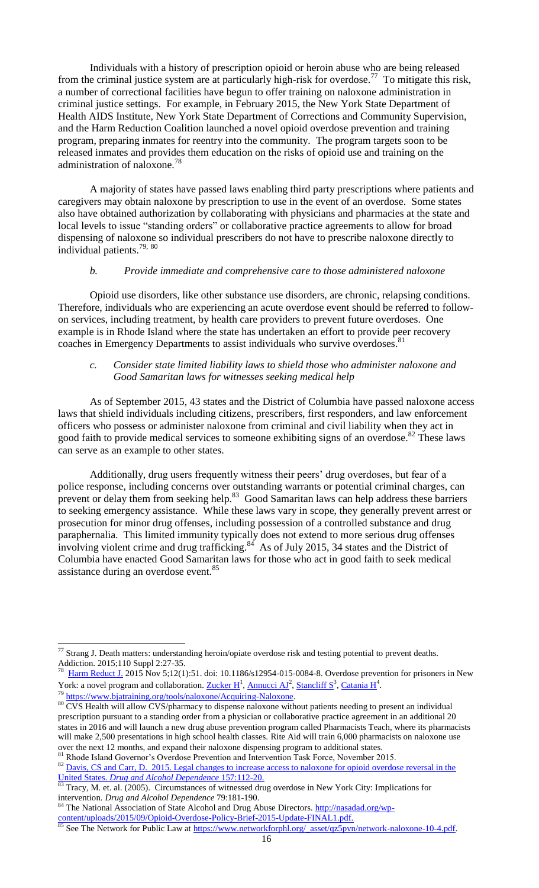Individuals with a history of prescription opioid or heroin abuse who are being released from the criminal justice system are at particularly high-risk for overdose.[77] To mitigate this risk, a number of correctional facilities have begun to offer training on naloxone administration in criminal justice settings. For example, in February 2015, the New York State Department of Health AIDS Institute, New York State Department of Corrections and Community Supervision, and the Harm Reduction Coalition launched a novel opioid overdose prevention and training program, preparing inmates for reentry into the community. The program targets soon to be released inmates and provides them education on the risks of opioid use and training on the administration of naloxone.[78]

A majority of states have passed laws enabling third party prescriptions where patients and caregivers may obtain naloxone by prescription to use in the event of an overdose. Some states also have obtained authorization by collaborating with physicians and pharmacies at the state and local levels to issue "standing orders" or collaborative practice agreements to allow for broad dispensing of naloxone so individual prescribers do not have to prescribe naloxone directly to individual patients.[79, 80]

### *b. Provide immediate and comprehensive care to those administered naloxone*

Opioid use disorders, like other substance use disorders, are chronic, relapsing conditions. Therefore, individuals who are experiencing an acute overdose event should be referred to follow-on services, including treatment, by health care providers to prevent future overdoses. One example is in Rhode Island where the state has undertaken an effort to provide peer recovery coaches in Emergency Departments to assist individuals who survive overdoses.[81]

### *c. Consider state limited liability laws to shield those who administer naloxone and Good Samaritan laws for witnesses seeking medical help*

As of September 2015, 43 states and the District of Columbia have passed naloxone access laws that shield individuals including citizens, prescribers, first responders, and law enforcement officers who possess or administer naloxone from criminal and civil liability when they act in good faith to provide medical services to someone exhibiting signs of an overdose.[82] These laws can serve as an example to other states.

Additionally, drug users frequently witness their peers' drug overdoses, but fear of a police response, including concerns over outstanding warrants or potential criminal charges, can prevent or delay them from seeking help.[83] Good Samaritan laws can help address these barriers to seeking emergency assistance. While these laws vary in scope, they generally prevent arrest or prosecution for minor drug offenses, including possession of a controlled substance and drug paraphernalia. This limited immunity typically does not extend to more serious drug offenses involving violent crime and drug trafficking.[84] As of July 2015, 34 states and the District of Columbia have enacted Good Samaritan laws for those who act in good faith to seek medical assistance during an overdose event.[85]

---

[77] Strang J. Death matters: understanding heroin/opiate overdose risk and testing potential to prevent deaths. Addiction. 2015;110 Suppl 2:27-35.

[78] Harm Reduct J. 2015 Nov 5;12(1):51. doi: 10.1186/s12954-015-0084-8. Overdose prevention for prisoners in New York: a novel program and collaboration. Zucker H[1], Annucci AJ[2], Stancliff S[3], Catania H[4].

[79] https://www.bjatraining.org/tools/naloxone/Acquiring-Naloxone.

[80] CVS Health will allow CVS/pharmacy to dispense naloxone without patients needing to present an individual prescription pursuant to a standing order from a physician or collaborative practice agreement in an additional 20 states in 2016 and will launch a new drug abuse prevention program called Pharmacists Teach, where its pharmacists will make 2,500 presentations in high school health classes. Rite Aid will train 6,000 pharmacists on naloxone use over the next 12 months, and expand their naloxone dispensing program to additional states.

[81] Rhode Island Governor's Overdose Prevention and Intervention Task Force, November 2015.

[82] Davis, CS and Carr, D. 2015. Legal changes to increase access to naloxone for opioid overdose reversal in the United States. *Drug and Alcohol Dependence* 157:112-20.

[83] Tracy, M. et. al. (2005). Circumstances of witnessed drug overdose in New York City: Implications for intervention. *Drug and Alcohol Dependence* 79:181-190.

[84] The National Association of State Alcohol and Drug Abuse Directors. http://nasadad.org/wp-content/uploads/2015/09/Opioid-Overdose-Policy-Brief-2015-Update-FINAL1.pdf.

[85] See The Network for Public Law at https://www.networkforphl.org/_asset/qz5pvn/network-naloxone-10-4.pdf.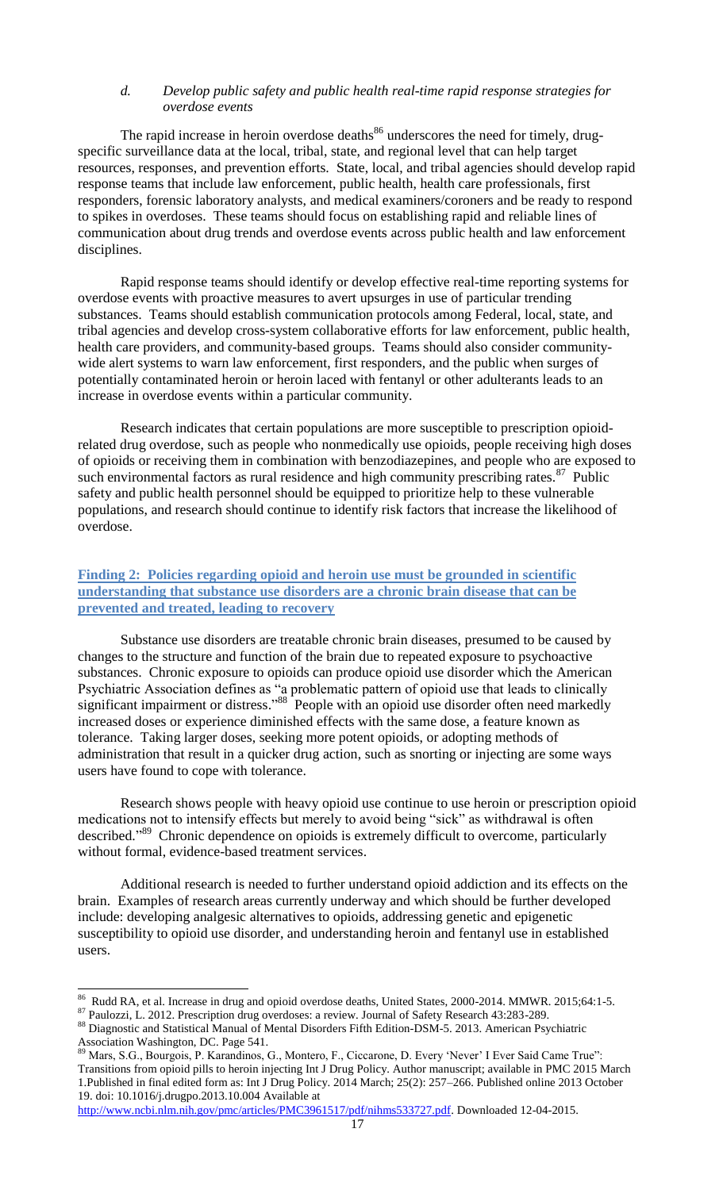*d. Develop public safety and public health real-time rapid response strategies for overdose events*

The rapid increase in heroin overdose deaths[86] underscores the need for timely, drug-specific surveillance data at the local, tribal, state, and regional level that can help target resources, responses, and prevention efforts. State, local, and tribal agencies should develop rapid response teams that include law enforcement, public health, health care professionals, first responders, forensic laboratory analysts, and medical examiners/coroners and be ready to respond to spikes in overdoses. These teams should focus on establishing rapid and reliable lines of communication about drug trends and overdose events across public health and law enforcement disciplines.

Rapid response teams should identify or develop effective real-time reporting systems for overdose events with proactive measures to avert upsurges in use of particular trending substances. Teams should establish communication protocols among Federal, local, state, and tribal agencies and develop cross-system collaborative efforts for law enforcement, public health, health care providers, and community-based groups. Teams should also consider community-wide alert systems to warn law enforcement, first responders, and the public when surges of potentially contaminated heroin or heroin laced with fentanyl or other adulterants leads to an increase in overdose events within a particular community.

Research indicates that certain populations are more susceptible to prescription opioid-related drug overdose, such as people who nonmedically use opioids, people receiving high doses of opioids or receiving them in combination with benzodiazepines, and people who are exposed to such environmental factors as rural residence and high community prescribing rates.[87] Public safety and public health personnel should be equipped to prioritize help to these vulnerable populations, and research should continue to identify risk factors that increase the likelihood of overdose.

**Finding 2: Policies regarding opioid and heroin use must be grounded in scientific understanding that substance use disorders are a chronic brain disease that can be prevented and treated, leading to recovery**

Substance use disorders are treatable chronic brain diseases, presumed to be caused by changes to the structure and function of the brain due to repeated exposure to psychoactive substances. Chronic exposure to opioids can produce opioid use disorder which the American Psychiatric Association defines as "a problematic pattern of opioid use that leads to clinically significant impairment or distress."[88] People with an opioid use disorder often need markedly increased doses or experience diminished effects with the same dose, a feature known as tolerance. Taking larger doses, seeking more potent opioids, or adopting methods of administration that result in a quicker drug action, such as snorting or injecting are some ways users have found to cope with tolerance.

Research shows people with heavy opioid use continue to use heroin or prescription opioid medications not to intensify effects but merely to avoid being "sick" as withdrawal is often described."[89] Chronic dependence on opioids is extremely difficult to overcome, particularly without formal, evidence-based treatment services.

Additional research is needed to further understand opioid addiction and its effects on the brain. Examples of research areas currently underway and which should be further developed include: developing analgesic alternatives to opioids, addressing genetic and epigenetic susceptibility to opioid use disorder, and understanding heroin and fentanyl use in established users.

---

[86] Rudd RA, et al. Increase in drug and opioid overdose deaths, United States, 2000-2014. MMWR. 2015;64:1-5.

[87] Paulozzi, L. 2012. Prescription drug overdoses: a review. Journal of Safety Research 43:283-289.

[88] Diagnostic and Statistical Manual of Mental Disorders Fifth Edition-DSM-5. 2013. American Psychiatric Association Washington, DC. Page 541.

[89] Mars, S.G., Bourgois, P. Karandinos, G., Montero, F., Ciccarone, D. Every 'Never' I Ever Said Came True": Transitions from opioid pills to heroin injecting Int J Drug Policy. Author manuscript; available in PMC 2015 March 1.Published in final edited form as: Int J Drug Policy. 2014 March; 25(2): 257–266. Published online 2013 October 19. doi: 10.1016/j.drugpo.2013.10.004 Available at http://www.ncbi.nlm.nih.gov/pmc/articles/PMC3961517/pdf/nihms533727.pdf. Downloaded 12-04-2015.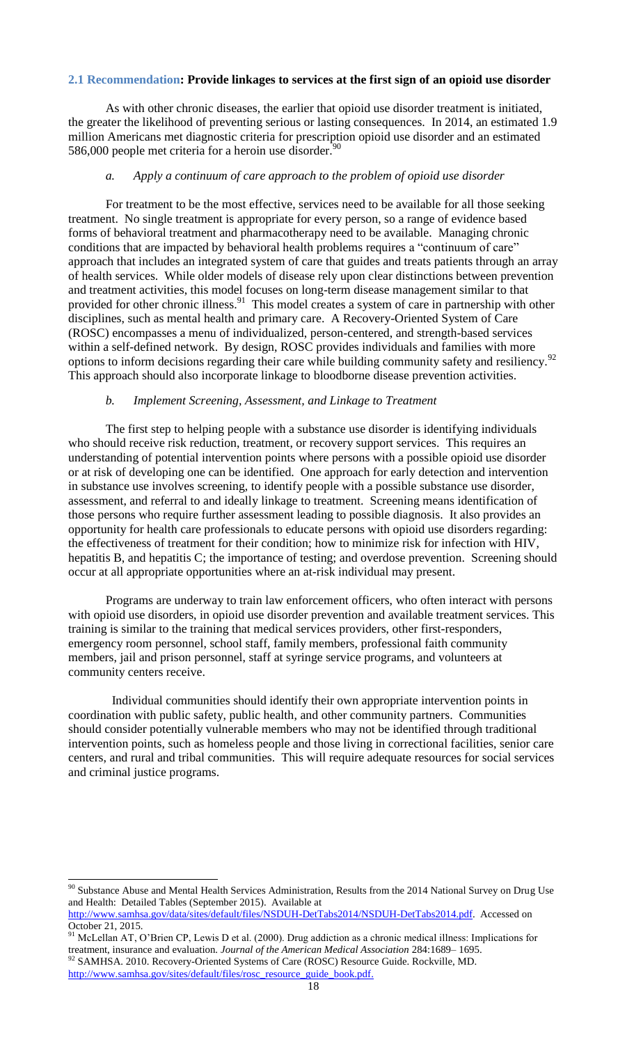### 2.1 Recommendation: Provide linkages to services at the first sign of an opioid use disorder

As with other chronic diseases, the earlier that opioid use disorder treatment is initiated, the greater the likelihood of preventing serious or lasting consequences. In 2014, an estimated 1.9 million Americans met diagnostic criteria for prescription opioid use disorder and an estimated 586,000 people met criteria for a heroin use disorder.[90]

#### *a. Apply a continuum of care approach to the problem of opioid use disorder*

For treatment to be the most effective, services need to be available for all those seeking treatment. No single treatment is appropriate for every person, so a range of evidence based forms of behavioral treatment and pharmacotherapy need to be available. Managing chronic conditions that are impacted by behavioral health problems requires a "continuum of care" approach that includes an integrated system of care that guides and treats patients through an array of health services. While older models of disease rely upon clear distinctions between prevention and treatment activities, this model focuses on long-term disease management similar to that provided for other chronic illness.[91] This model creates a system of care in partnership with other disciplines, such as mental health and primary care. A Recovery-Oriented System of Care (ROSC) encompasses a menu of individualized, person-centered, and strength-based services within a self-defined network. By design, ROSC provides individuals and families with more options to inform decisions regarding their care while building community safety and resiliency.[92] This approach should also incorporate linkage to bloodborne disease prevention activities.

#### *b. Implement Screening, Assessment, and Linkage to Treatment*

The first step to helping people with a substance use disorder is identifying individuals who should receive risk reduction, treatment, or recovery support services. This requires an understanding of potential intervention points where persons with a possible opioid use disorder or at risk of developing one can be identified. One approach for early detection and intervention in substance use involves screening, to identify people with a possible substance use disorder, assessment, and referral to and ideally linkage to treatment. Screening means identification of those persons who require further assessment leading to possible diagnosis. It also provides an opportunity for health care professionals to educate persons with opioid use disorders regarding: the effectiveness of treatment for their condition; how to minimize risk for infection with HIV, hepatitis B, and hepatitis C; the importance of testing; and overdose prevention. Screening should occur at all appropriate opportunities where an at-risk individual may present.

Programs are underway to train law enforcement officers, who often interact with persons with opioid use disorders, in opioid use disorder prevention and available treatment services. This training is similar to the training that medical services providers, other first-responders, emergency room personnel, school staff, family members, professional faith community members, jail and prison personnel, staff at syringe service programs, and volunteers at community centers receive.

Individual communities should identify their own appropriate intervention points in coordination with public safety, public health, and other community partners. Communities should consider potentially vulnerable members who may not be identified through traditional intervention points, such as homeless people and those living in correctional facilities, senior care centers, and rural and tribal communities. This will require adequate resources for social services and criminal justice programs.

---

[90] Substance Abuse and Mental Health Services Administration, Results from the 2014 National Survey on Drug Use and Health: Detailed Tables (September 2015). Available at http://www.samhsa.gov/data/sites/default/files/NSDUH-DetTabs2014/NSDUH-DetTabs2014.pdf. Accessed on October 21, 2015.

[91] McLellan AT, O'Brien CP, Lewis D et al. (2000). Drug addiction as a chronic medical illness: Implications for treatment, insurance and evaluation. *Journal of the American Medical Association* 284:1689– 1695.

[92] SAMHSA. 2010. Recovery-Oriented Systems of Care (ROSC) Resource Guide. Rockville, MD. http://www.samhsa.gov/sites/default/files/rosc_resource_guide_book.pdf.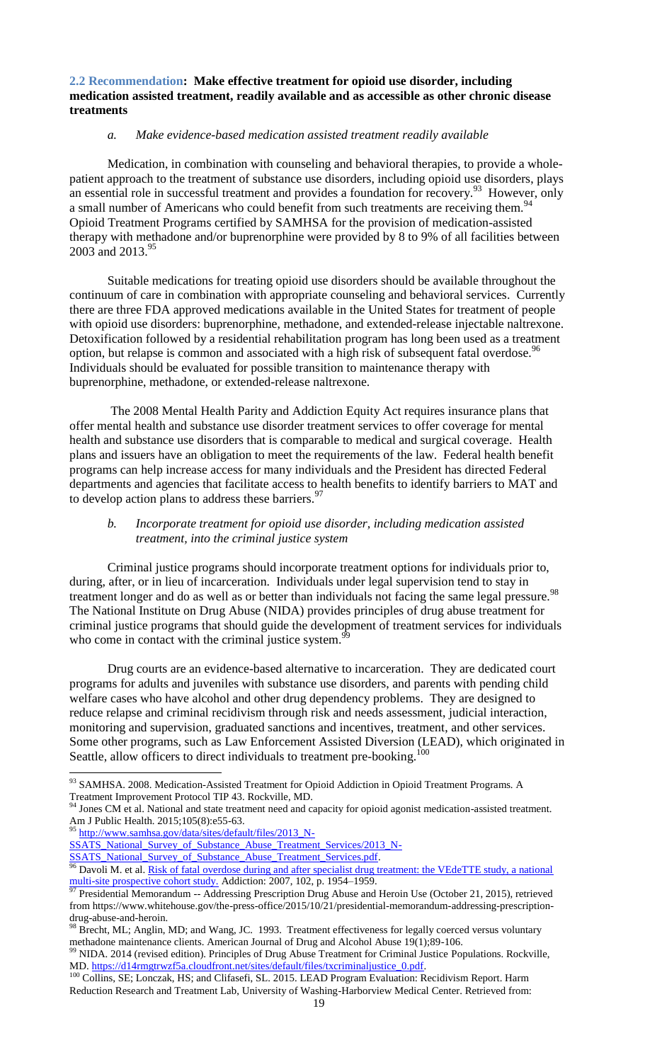**2.2 Recommendation: Make effective treatment for opioid use disorder, including medication assisted treatment, readily available and as accessible as other chronic disease treatments**

*a. Make evidence-based medication assisted treatment readily available*

Medication, in combination with counseling and behavioral therapies, to provide a whole-patient approach to the treatment of substance use disorders, including opioid use disorders, plays an essential role in successful treatment and provides a foundation for recovery.[93] However, only a small number of Americans who could benefit from such treatments are receiving them.[94] Opioid Treatment Programs certified by SAMHSA for the provision of medication-assisted therapy with methadone and/or buprenorphine were provided by 8 to 9% of all facilities between 2003 and 2013.[95]

Suitable medications for treating opioid use disorders should be available throughout the continuum of care in combination with appropriate counseling and behavioral services. Currently there are three FDA approved medications available in the United States for treatment of people with opioid use disorders: buprenorphine, methadone, and extended-release injectable naltrexone. Detoxification followed by a residential rehabilitation program has long been used as a treatment option, but relapse is common and associated with a high risk of subsequent fatal overdose.[96] Individuals should be evaluated for possible transition to maintenance therapy with buprenorphine, methadone, or extended-release naltrexone.

The 2008 Mental Health Parity and Addiction Equity Act requires insurance plans that offer mental health and substance use disorder treatment services to offer coverage for mental health and substance use disorders that is comparable to medical and surgical coverage. Health plans and issuers have an obligation to meet the requirements of the law. Federal health benefit programs can help increase access for many individuals and the President has directed Federal departments and agencies that facilitate access to health benefits to identify barriers to MAT and to develop action plans to address these barriers.[97]

*b. Incorporate treatment for opioid use disorder, including medication assisted treatment, into the criminal justice system*

Criminal justice programs should incorporate treatment options for individuals prior to, during, after, or in lieu of incarceration. Individuals under legal supervision tend to stay in treatment longer and do as well as or better than individuals not facing the same legal pressure.[98] The National Institute on Drug Abuse (NIDA) provides principles of drug abuse treatment for criminal justice programs that should guide the development of treatment services for individuals who come in contact with the criminal justice system.[99]

Drug courts are an evidence-based alternative to incarceration. They are dedicated court programs for adults and juveniles with substance use disorders, and parents with pending child welfare cases who have alcohol and other drug dependency problems. They are designed to reduce relapse and criminal recidivism through risk and needs assessment, judicial interaction, monitoring and supervision, graduated sanctions and incentives, treatment, and other services. Some other programs, such as Law Enforcement Assisted Diversion (LEAD), which originated in Seattle, allow officers to direct individuals to treatment pre-booking.[100]

---

[93] SAMHSA. 2008. Medication-Assisted Treatment for Opioid Addiction in Opioid Treatment Programs. A Treatment Improvement Protocol TIP 43. Rockville, MD.

[94] Jones CM et al. National and state treatment need and capacity for opioid agonist medication-assisted treatment. Am J Public Health. 2015;105(8):e55-63.

[95] http://www.samhsa.gov/data/sites/default/files/2013_N-SSATS_National_Survey_of_Substance_Abuse_Treatment_Services/2013_N-SSATS_National_Survey_of_Substance_Abuse_Treatment_Services.pdf.

[96] Davoli M. et al. Risk of fatal overdose during and after specialist drug treatment: the VEdeTTE study, a national multi-site prospective cohort study. Addiction: 2007, 102, p. 1954–1959.

[97] Presidential Memorandum -- Addressing Prescription Drug Abuse and Heroin Use (October 21, 2015), retrieved from https://www.whitehouse.gov/the-press-office/2015/10/21/presidential-memorandum-addressing-prescription-drug-abuse-and-heroin.

[98] Brecht, ML; Anglin, MD; and Wang, JC. 1993. Treatment effectiveness for legally coerced versus voluntary methadone maintenance clients. American Journal of Drug and Alcohol Abuse 19(1);89-106.

[99] NIDA. 2014 (revised edition). Principles of Drug Abuse Treatment for Criminal Justice Populations. Rockville, MD. https://d14rmgtrwzf5a.cloudfront.net/sites/default/files/txcriminaljustice_0.pdf.

[100] Collins, SE; Lonczak, HS; and Clifasefi, SL. 2015. LEAD Program Evaluation: Recidivism Report. Harm Reduction Research and Treatment Lab, University of Washing-Harborview Medical Center. Retrieved from: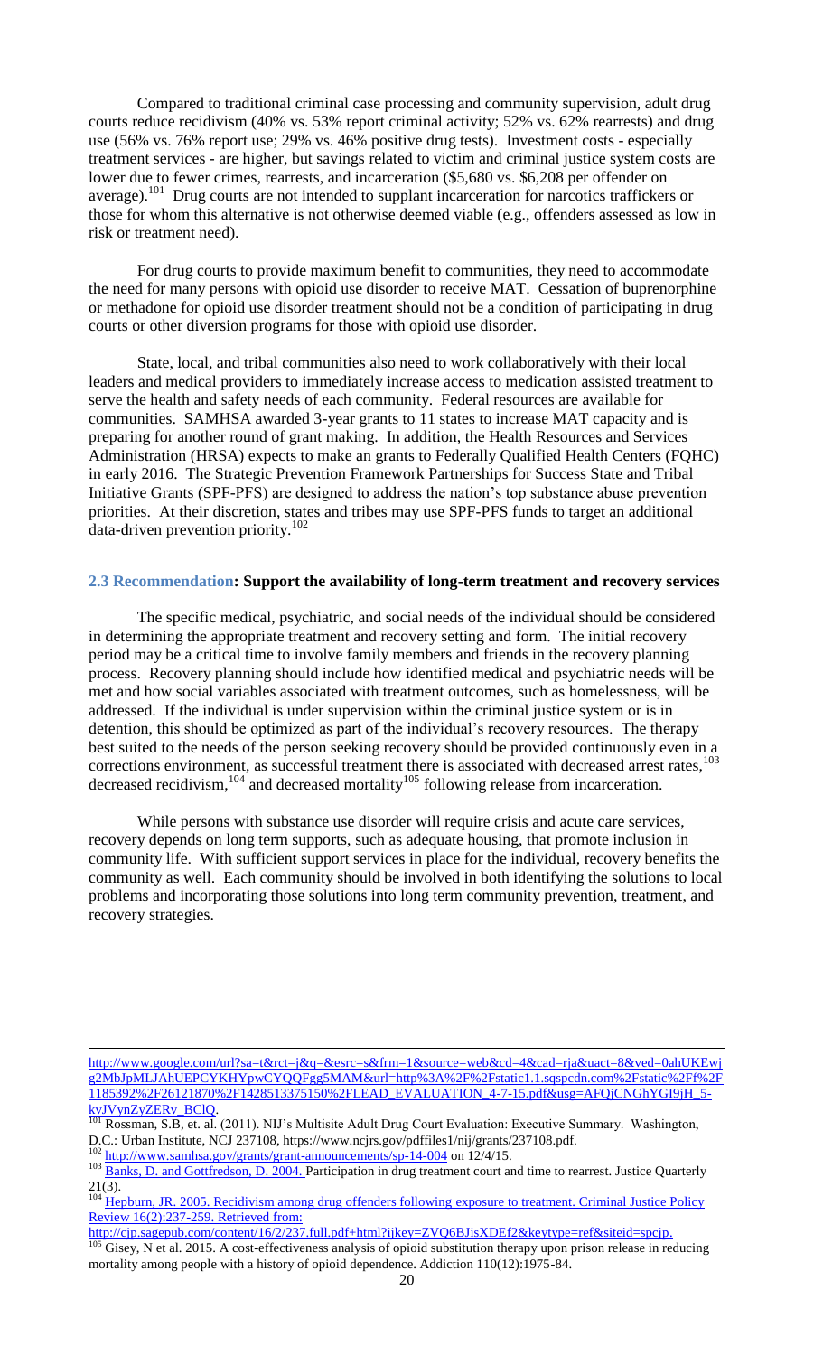Compared to traditional criminal case processing and community supervision, adult drug courts reduce recidivism (40% vs. 53% report criminal activity; 52% vs. 62% rearrests) and drug use (56% vs. 76% report use; 29% vs. 46% positive drug tests). Investment costs - especially treatment services - are higher, but savings related to victim and criminal justice system costs are lower due to fewer crimes, rearrests, and incarceration ($5,680 vs. $6,208 per offender on average).[101] Drug courts are not intended to supplant incarceration for narcotics traffickers or those for whom this alternative is not otherwise deemed viable (e.g., offenders assessed as low in risk or treatment need).

For drug courts to provide maximum benefit to communities, they need to accommodate the need for many persons with opioid use disorder to receive MAT. Cessation of buprenorphine or methadone for opioid use disorder treatment should not be a condition of participating in drug courts or other diversion programs for those with opioid use disorder.

State, local, and tribal communities also need to work collaboratively with their local leaders and medical providers to immediately increase access to medication assisted treatment to serve the health and safety needs of each community. Federal resources are available for communities. SAMHSA awarded 3-year grants to 11 states to increase MAT capacity and is preparing for another round of grant making. In addition, the Health Resources and Services Administration (HRSA) expects to make an grants to Federally Qualified Health Centers (FQHC) in early 2016. The Strategic Prevention Framework Partnerships for Success State and Tribal Initiative Grants (SPF-PFS) are designed to address the nation's top substance abuse prevention priorities. At their discretion, states and tribes may use SPF-PFS funds to target an additional data-driven prevention priority.[102]

### 2.3 Recommendation: Support the availability of long-term treatment and recovery services

The specific medical, psychiatric, and social needs of the individual should be considered in determining the appropriate treatment and recovery setting and form. The initial recovery period may be a critical time to involve family members and friends in the recovery planning process. Recovery planning should include how identified medical and psychiatric needs will be met and how social variables associated with treatment outcomes, such as homelessness, will be addressed. If the individual is under supervision within the criminal justice system or is in detention, this should be optimized as part of the individual's recovery resources. The therapy best suited to the needs of the person seeking recovery should be provided continuously even in a corrections environment, as successful treatment there is associated with decreased arrest rates,[103] decreased recidivism,[104] and decreased mortality[105] following release from incarceration.

While persons with substance use disorder will require crisis and acute care services, recovery depends on long term supports, such as adequate housing, that promote inclusion in community life. With sufficient support services in place for the individual, recovery benefits the community as well. Each community should be involved in both identifying the solutions to local problems and incorporating those solutions into long term community prevention, treatment, and recovery strategies.

---

http://www.google.com/url?sa=t&rct=j&q=&esrc=s&frm=1&source=web&cd=4&cad=rja&uact=8&ved=0ahUKEwjg2MbJpMLJAhUEPCYKHYpwCYQQFgg5MAM&url=http%3A%2F%2Fstatic1.1.sqspcdn.com%2Fstatic%2Ff%2F1185392%2F26121870%2F1428513375150%2FLEAD_EVALUATION_4-7-15.pdf&usg=AFQjCNGhYGI9jH_5-kvJVynZyZERv_BClQ.

[101] Rossman, S.B, et. al. (2011). NIJ's Multisite Adult Drug Court Evaluation: Executive Summary. Washington, D.C.: Urban Institute, NCJ 237108, https://www.ncjrs.gov/pdffiles1/nij/grants/237108.pdf.

[102] http://www.samhsa.gov/grants/grant-announcements/sp-14-004 on 12/4/15.

[103] Banks, D. and Gottfredson, D. 2004. Participation in drug treatment court and time to rearrest. Justice Quarterly 21(3).

[104] Hepburn, JR. 2005. Recidivism among drug offenders following exposure to treatment. Criminal Justice Policy Review 16(2):237-259. Retrieved from: http://cjp.sagepub.com/content/16/2/237.full.pdf+html?ijkey=ZVQ6BJisXDEf2&keytype=ref&siteid=spcjp.

[105] Gisey, N et al. 2015. A cost-effectiveness analysis of opioid substitution therapy upon prison release in reducing mortality among people with a history of opioid dependence. Addiction 110(12):1975-84.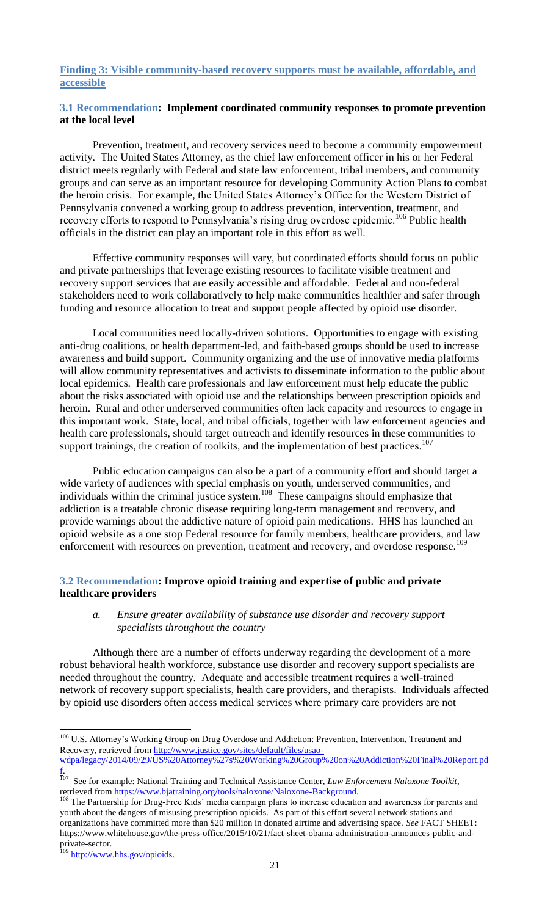**Finding 3: Visible community-based recovery supports must be available, affordable, and accessible**

**3.1 Recommendation: Implement coordinated community responses to promote prevention at the local level**

Prevention, treatment, and recovery services need to become a community empowerment activity. The United States Attorney, as the chief law enforcement officer in his or her Federal district meets regularly with Federal and state law enforcement, tribal members, and community groups and can serve as an important resource for developing Community Action Plans to combat the heroin crisis. For example, the United States Attorney's Office for the Western District of Pennsylvania convened a working group to address prevention, intervention, treatment, and recovery efforts to respond to Pennsylvania's rising drug overdose epidemic.[106] Public health officials in the district can play an important role in this effort as well.

Effective community responses will vary, but coordinated efforts should focus on public and private partnerships that leverage existing resources to facilitate visible treatment and recovery support services that are easily accessible and affordable. Federal and non-federal stakeholders need to work collaboratively to help make communities healthier and safer through funding and resource allocation to treat and support people affected by opioid use disorder.

Local communities need locally-driven solutions. Opportunities to engage with existing anti-drug coalitions, or health department-led, and faith-based groups should be used to increase awareness and build support. Community organizing and the use of innovative media platforms will allow community representatives and activists to disseminate information to the public about local epidemics. Health care professionals and law enforcement must help educate the public about the risks associated with opioid use and the relationships between prescription opioids and heroin. Rural and other underserved communities often lack capacity and resources to engage in this important work. State, local, and tribal officials, together with law enforcement agencies and health care professionals, should target outreach and identify resources in these communities to support trainings, the creation of toolkits, and the implementation of best practices.[107]

Public education campaigns can also be a part of a community effort and should target a wide variety of audiences with special emphasis on youth, underserved communities, and individuals within the criminal justice system.[108] These campaigns should emphasize that addiction is a treatable chronic disease requiring long-term management and recovery, and provide warnings about the addictive nature of opioid pain medications. HHS has launched an opioid website as a one stop Federal resource for family members, healthcare providers, and law enforcement with resources on prevention, treatment and recovery, and overdose response.[109]

**3.2 Recommendation: Improve opioid training and expertise of public and private healthcare providers**

*a. Ensure greater availability of substance use disorder and recovery support specialists throughout the country*

Although there are a number of efforts underway regarding the development of a more robust behavioral health workforce, substance use disorder and recovery support specialists are needed throughout the country. Adequate and accessible treatment requires a well-trained network of recovery support specialists, health care providers, and therapists. Individuals affected by opioid use disorders often access medical services where primary care providers are not

---

[106] U.S. Attorney's Working Group on Drug Overdose and Addiction: Prevention, Intervention, Treatment and Recovery, retrieved from http://www.justice.gov/sites/default/files/usao-wdpa/legacy/2014/09/29/US%20Attorney%27s%20Working%20Group%20on%20Addiction%20Final%20Report.pdf.

[107] See for example: National Training and Technical Assistance Center, *Law Enforcement Naloxone Toolkit*, retrieved from https://www.bjatraining.org/tools/naloxone/Naloxone-Background.

[108] The Partnership for Drug-Free Kids' media campaign plans to increase education and awareness for parents and youth about the dangers of misusing prescription opioids. As part of this effort several network stations and organizations have committed more than $20 million in donated airtime and advertising space. *See* FACT SHEET: https://www.whitehouse.gov/the-press-office/2015/10/21/fact-sheet-obama-administration-announces-public-and-private-sector.

[109] http://www.hhs.gov/opioids.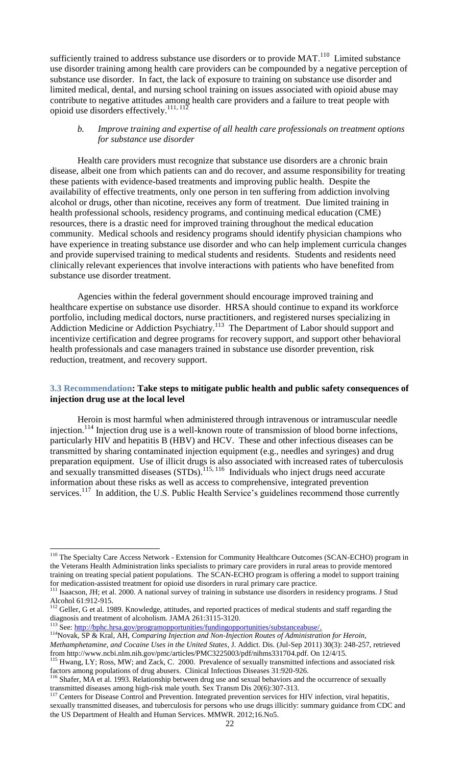sufficiently trained to address substance use disorders or to provide MAT.[110] Limited substance use disorder training among health care providers can be compounded by a negative perception of substance use disorder. In fact, the lack of exposure to training on substance use disorder and limited medical, dental, and nursing school training on issues associated with opioid abuse may contribute to negative attitudes among health care providers and a failure to treat people with opioid use disorders effectively.[111, 112]

*b. Improve training and expertise of all health care professionals on treatment options for substance use disorder*

Health care providers must recognize that substance use disorders are a chronic brain disease, albeit one from which patients can and do recover, and assume responsibility for treating these patients with evidence-based treatments and improving public health. Despite the availability of effective treatments, only one person in ten suffering from addiction involving alcohol or drugs, other than nicotine, receives any form of treatment. Due limited training in health professional schools, residency programs, and continuing medical education (CME) resources, there is a drastic need for improved training throughout the medical education community. Medical schools and residency programs should identify physician champions who have experience in treating substance use disorder and who can help implement curricula changes and provide supervised training to medical students and residents. Students and residents need clinically relevant experiences that involve interactions with patients who have benefited from substance use disorder treatment.

Agencies within the federal government should encourage improved training and healthcare expertise on substance use disorder. HRSA should continue to expand its workforce portfolio, including medical doctors, nurse practitioners, and registered nurses specializing in Addiction Medicine or Addiction Psychiatry.[113] The Department of Labor should support and incentivize certification and degree programs for recovery support, and support other behavioral health professionals and case managers trained in substance use disorder prevention, risk reduction, treatment, and recovery support.

### 3.3 Recommendation: Take steps to mitigate public health and public safety consequences of injection drug use at the local level

Heroin is most harmful when administered through intravenous or intramuscular needle injection.[114] Injection drug use is a well-known route of transmission of blood borne infections, particularly HIV and hepatitis B (HBV) and HCV. These and other infectious diseases can be transmitted by sharing contaminated injection equipment (e.g., needles and syringes) and drug preparation equipment. Use of illicit drugs is also associated with increased rates of tuberculosis and sexually transmitted diseases (STDs).[115, 116] Individuals who inject drugs need accurate information about these risks as well as access to comprehensive, integrated prevention services.[117] In addition, the U.S. Public Health Service's guidelines recommend those currently

---

[110] The Specialty Care Access Network - Extension for Community Healthcare Outcomes (SCAN-ECHO) program in the Veterans Health Administration links specialists to primary care providers in rural areas to provide mentored training on treating special patient populations. The SCAN-ECHO program is offering a model to support training for medication-assisted treatment for opioid use disorders in rural primary care practice.

[111] Isaacson, JH; et al. 2000. A national survey of training in substance use disorders in residency programs. J Stud Alcohol 61:912-915.

[112] Geller, G et al. 1989. Knowledge, attitudes, and reported practices of medical students and staff regarding the diagnosis and treatment of alcoholism. JAMA 261:3115-3120.

[113] See: http://bphc.hrsa.gov/programopportunities/fundingopportunities/substanceabuse/.

[114] Novak, SP & Kral, AH, *Comparing Injection and Non-Injection Routes of Administration for Heroin, Methamphetamine, and Cocaine Uses in the United States*, J. Addict. Dis. (Jul-Sep 2011) 30(3): 248-257, retrieved from http://www.ncbi.nlm.nih.gov/pmc/articles/PMC3225003/pdf/nihms331704.pdf. On 12/4/15.

[115] Hwang, LY; Ross, MW; and Zack, C. 2000. Prevalence of sexually transmitted infections and associated risk factors among populations of drug abusers. Clinical Infectious Diseases 31:920-926.

[116] Shafer, MA et al. 1993. Relationship between drug use and sexual behaviors and the occurrence of sexually transmitted diseases among high-risk male youth. Sex Transm Dis 20(6):307-313.

[117] Centers for Disease Control and Prevention. Integrated prevention services for HIV infection, viral hepatitis, sexually transmitted diseases, and tuberculosis for persons who use drugs illicitly: summary guidance from CDC and the US Department of Health and Human Services. MMWR. 2012;16.No5.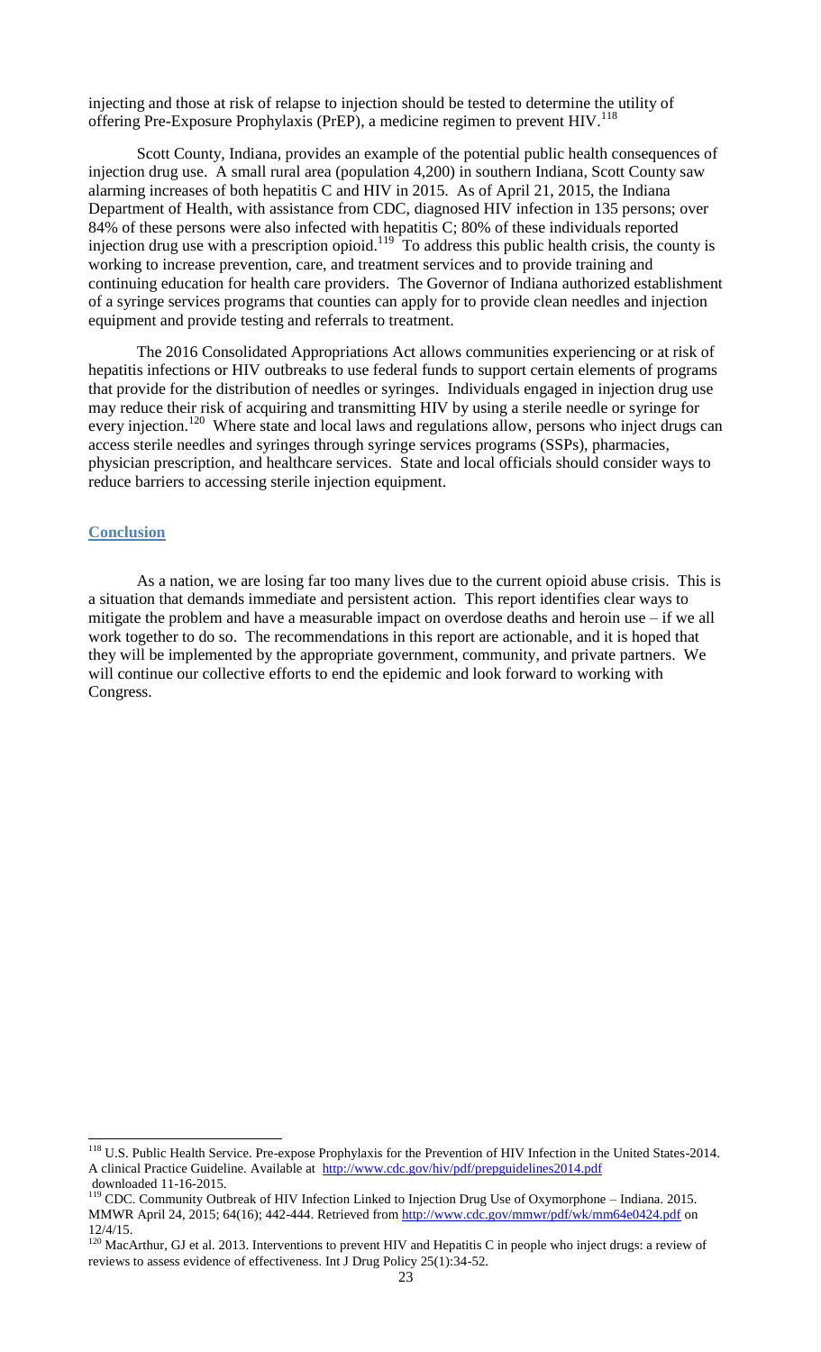injecting and those at risk of relapse to injection should be tested to determine the utility of offering Pre-Exposure Prophylaxis (PrEP), a medicine regimen to prevent HIV.[118]

Scott County, Indiana, provides an example of the potential public health consequences of injection drug use. A small rural area (population 4,200) in southern Indiana, Scott County saw alarming increases of both hepatitis C and HIV in 2015. As of April 21, 2015, the Indiana Department of Health, with assistance from CDC, diagnosed HIV infection in 135 persons; over 84% of these persons were also infected with hepatitis C; 80% of these individuals reported injection drug use with a prescription opioid.[119] To address this public health crisis, the county is working to increase prevention, care, and treatment services and to provide training and continuing education for health care providers. The Governor of Indiana authorized establishment of a syringe services programs that counties can apply for to provide clean needles and injection equipment and provide testing and referrals to treatment.

The 2016 Consolidated Appropriations Act allows communities experiencing or at risk of hepatitis infections or HIV outbreaks to use federal funds to support certain elements of programs that provide for the distribution of needles or syringes. Individuals engaged in injection drug use may reduce their risk of acquiring and transmitting HIV by using a sterile needle or syringe for every injection.[120] Where state and local laws and regulations allow, persons who inject drugs can access sterile needles and syringes through syringe services programs (SSPs), pharmacies, physician prescription, and healthcare services. State and local officials should consider ways to reduce barriers to accessing sterile injection equipment.

## Conclusion

As a nation, we are losing far too many lives due to the current opioid abuse crisis. This is a situation that demands immediate and persistent action. This report identifies clear ways to mitigate the problem and have a measurable impact on overdose deaths and heroin use – if we all work together to do so. The recommendations in this report are actionable, and it is hoped that they will be implemented by the appropriate government, community, and private partners. We will continue our collective efforts to end the epidemic and look forward to working with Congress.

---

[118] U.S. Public Health Service. Pre-expose Prophylaxis for the Prevention of HIV Infection in the United States-2014. A clinical Practice Guideline. Available at http://www.cdc.gov/hiv/pdf/prepguidelines2014.pdf downloaded 11-16-2015.

[119] CDC. Community Outbreak of HIV Infection Linked to Injection Drug Use of Oxymorphone – Indiana. 2015. MMWR April 24, 2015; 64(16); 442-444. Retrieved from http://www.cdc.gov/mmwr/pdf/wk/mm64e0424.pdf on 12/4/15.

[120] MacArthur, GJ et al. 2013. Interventions to prevent HIV and Hepatitis C in people who inject drugs: a review of reviews to assess evidence of effectiveness. Int J Drug Policy 25(1):34-52.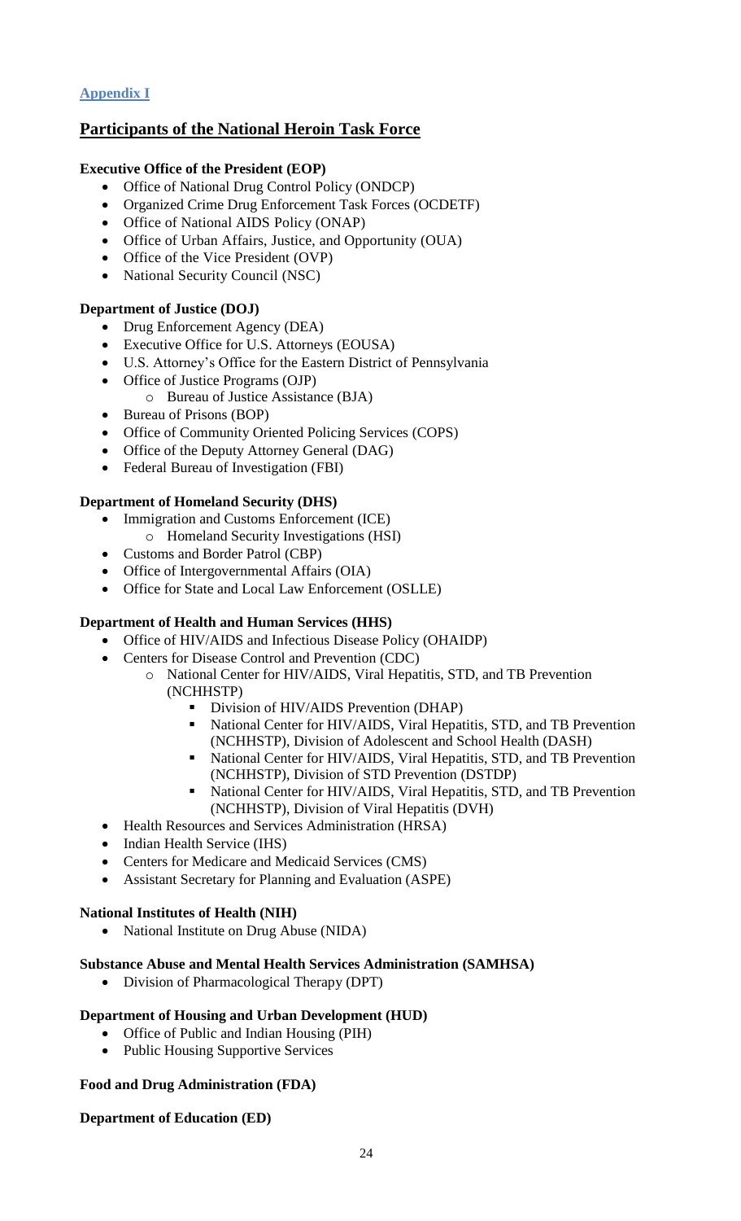**Appendix I**

## Participants of the National Heroin Task Force

**Executive Office of the President (EOP)**

- Office of National Drug Control Policy (ONDCP)
- Organized Crime Drug Enforcement Task Forces (OCDETF)
- Office of National AIDS Policy (ONAP)
- Office of Urban Affairs, Justice, and Opportunity (OUA)
- Office of the Vice President (OVP)
- National Security Council (NSC)

**Department of Justice (DOJ)**

- Drug Enforcement Agency (DEA)
- Executive Office for U.S. Attorneys (EOUSA)
- U.S. Attorney's Office for the Eastern District of Pennsylvania
- Office of Justice Programs (OJP)
  - Bureau of Justice Assistance (BJA)
- Bureau of Prisons (BOP)
- Office of Community Oriented Policing Services (COPS)
- Office of the Deputy Attorney General (DAG)
- Federal Bureau of Investigation (FBI)

**Department of Homeland Security (DHS)**

- Immigration and Customs Enforcement (ICE)
  - Homeland Security Investigations (HSI)
- Customs and Border Patrol (CBP)
- Office of Intergovernmental Affairs (OIA)
- Office for State and Local Law Enforcement (OSLLE)

**Department of Health and Human Services (HHS)**

- Office of HIV/AIDS and Infectious Disease Policy (OHAIDP)
- Centers for Disease Control and Prevention (CDC)
  - National Center for HIV/AIDS, Viral Hepatitis, STD, and TB Prevention (NCHHSTP)
    - Division of HIV/AIDS Prevention (DHAP)
    - National Center for HIV/AIDS, Viral Hepatitis, STD, and TB Prevention (NCHHSTP), Division of Adolescent and School Health (DASH)
    - National Center for HIV/AIDS, Viral Hepatitis, STD, and TB Prevention (NCHHSTP), Division of STD Prevention (DSTDP)
    - National Center for HIV/AIDS, Viral Hepatitis, STD, and TB Prevention (NCHHSTP), Division of Viral Hepatitis (DVH)
- Health Resources and Services Administration (HRSA)
- Indian Health Service (IHS)
- Centers for Medicare and Medicaid Services (CMS)
- Assistant Secretary for Planning and Evaluation (ASPE)

**National Institutes of Health (NIH)**

- National Institute on Drug Abuse (NIDA)

**Substance Abuse and Mental Health Services Administration (SAMHSA)**

- Division of Pharmacological Therapy (DPT)

**Department of Housing and Urban Development (HUD)**

- Office of Public and Indian Housing (PIH)
- Public Housing Supportive Services

**Food and Drug Administration (FDA)**

**Department of Education (ED)**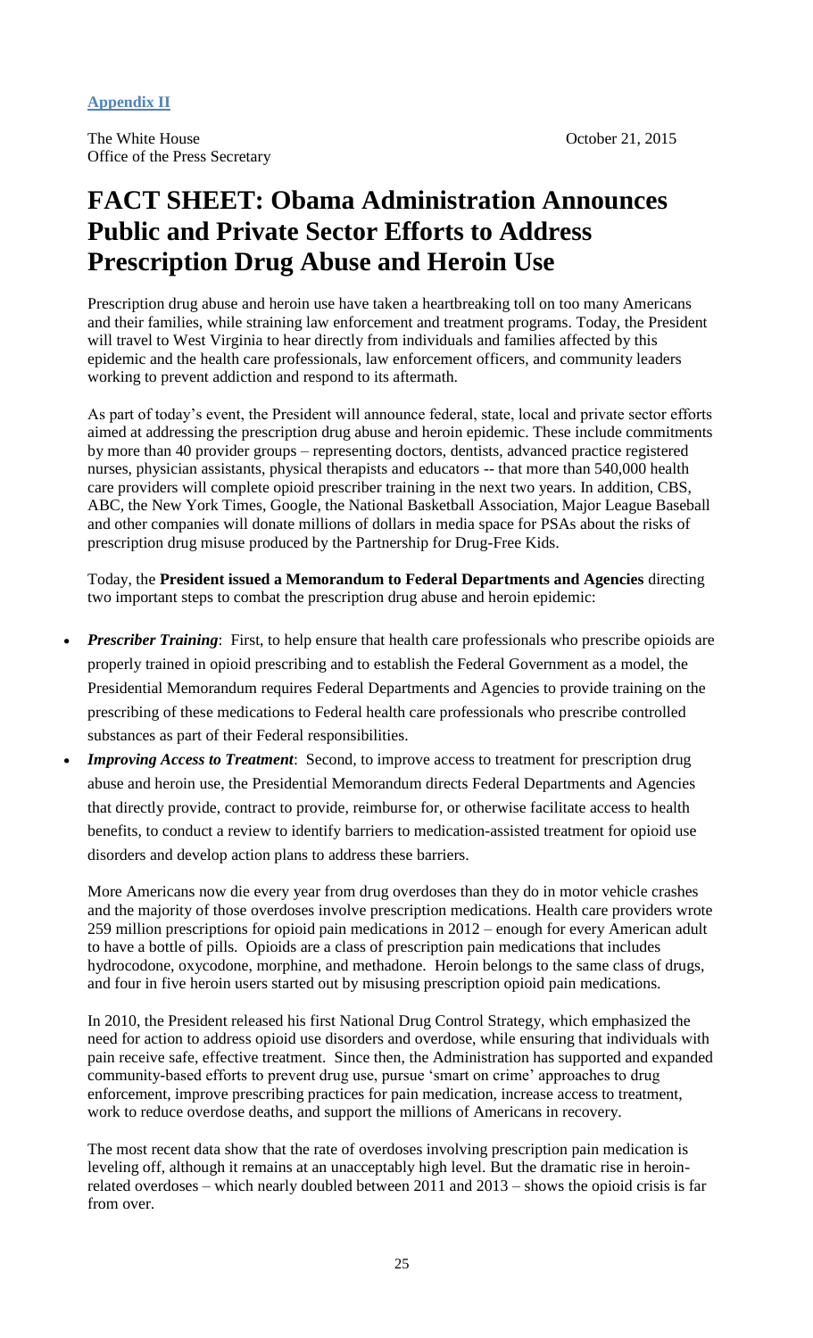**Appendix II**

The White House
Office of the Press Secretary

October 21, 2015

# FACT SHEET: Obama Administration Announces Public and Private Sector Efforts to Address Prescription Drug Abuse and Heroin Use

Prescription drug abuse and heroin use have taken a heartbreaking toll on too many Americans and their families, while straining law enforcement and treatment programs. Today, the President will travel to West Virginia to hear directly from individuals and families affected by this epidemic and the health care professionals, law enforcement officers, and community leaders working to prevent addiction and respond to its aftermath.

As part of today's event, the President will announce federal, state, local and private sector efforts aimed at addressing the prescription drug abuse and heroin epidemic. These include commitments by more than 40 provider groups – representing doctors, dentists, advanced practice registered nurses, physician assistants, physical therapists and educators -- that more than 540,000 health care providers will complete opioid prescriber training in the next two years. In addition, CBS, ABC, the New York Times, Google, the National Basketball Association, Major League Baseball and other companies will donate millions of dollars in media space for PSAs about the risks of prescription drug misuse produced by the Partnership for Drug-Free Kids.

Today, the **President issued a Memorandum to Federal Departments and Agencies** directing two important steps to combat the prescription drug abuse and heroin epidemic:

- ***Prescriber Training***: First, to help ensure that health care professionals who prescribe opioids are properly trained in opioid prescribing and to establish the Federal Government as a model, the Presidential Memorandum requires Federal Departments and Agencies to provide training on the prescribing of these medications to Federal health care professionals who prescribe controlled substances as part of their Federal responsibilities.
- ***Improving Access to Treatment***: Second, to improve access to treatment for prescription drug abuse and heroin use, the Presidential Memorandum directs Federal Departments and Agencies that directly provide, contract to provide, reimburse for, or otherwise facilitate access to health benefits, to conduct a review to identify barriers to medication-assisted treatment for opioid use disorders and develop action plans to address these barriers.

More Americans now die every year from drug overdoses than they do in motor vehicle crashes and the majority of those overdoses involve prescription medications. Health care providers wrote 259 million prescriptions for opioid pain medications in 2012 – enough for every American adult to have a bottle of pills. Opioids are a class of prescription pain medications that includes hydrocodone, oxycodone, morphine, and methadone. Heroin belongs to the same class of drugs, and four in five heroin users started out by misusing prescription opioid pain medications.

In 2010, the President released his first National Drug Control Strategy, which emphasized the need for action to address opioid use disorders and overdose, while ensuring that individuals with pain receive safe, effective treatment. Since then, the Administration has supported and expanded community-based efforts to prevent drug use, pursue 'smart on crime' approaches to drug enforcement, improve prescribing practices for pain medication, increase access to treatment, work to reduce overdose deaths, and support the millions of Americans in recovery.

The most recent data show that the rate of overdoses involving prescription pain medication is leveling off, although it remains at an unacceptably high level. But the dramatic rise in heroin-related overdoses – which nearly doubled between 2011 and 2013 – shows the opioid crisis is far from over.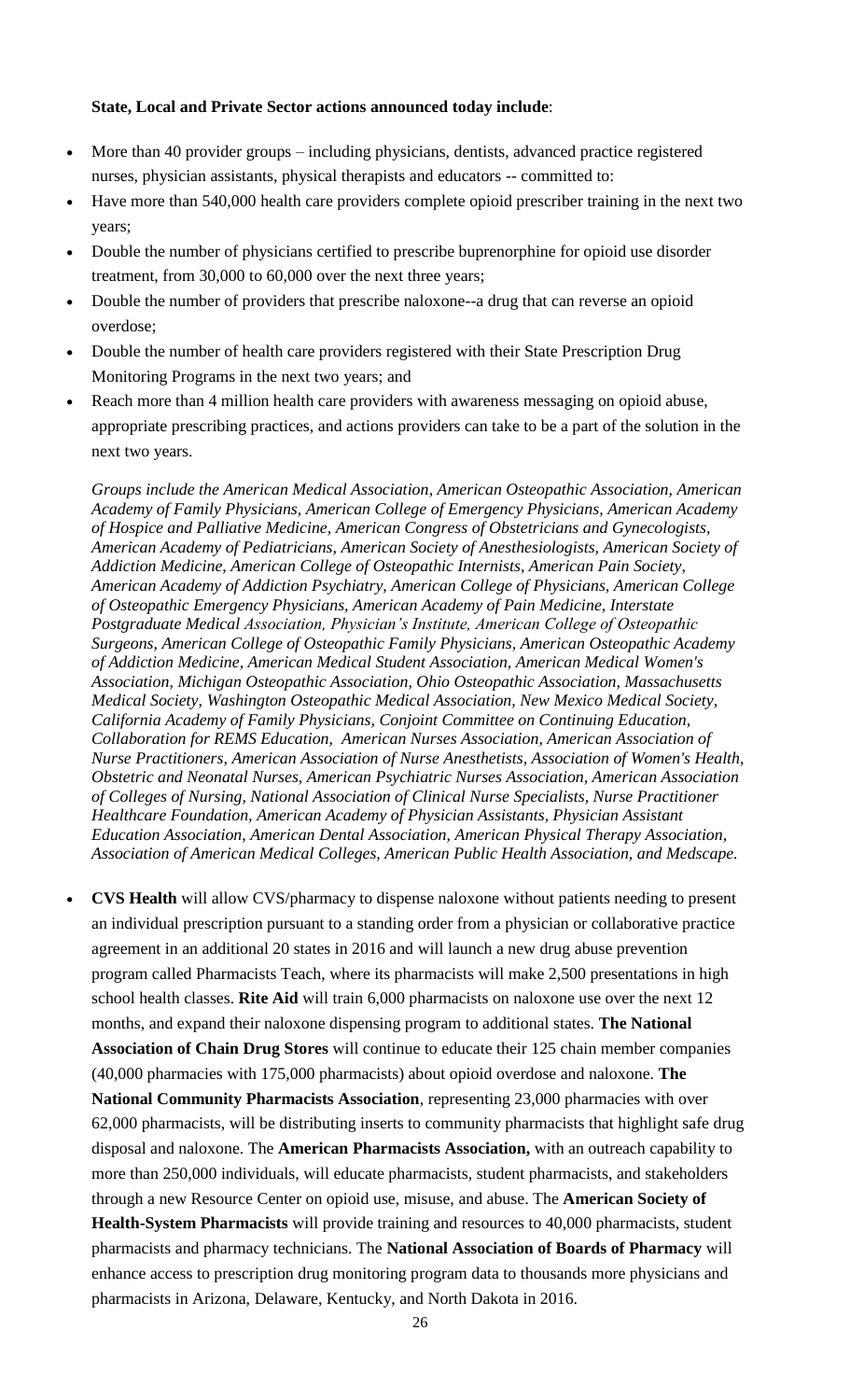**State, Local and Private Sector actions announced today include**:

- More than 40 provider groups – including physicians, dentists, advanced practice registered nurses, physician assistants, physical therapists and educators -- committed to:
- Have more than 540,000 health care providers complete opioid prescriber training in the next two years;
- Double the number of physicians certified to prescribe buprenorphine for opioid use disorder treatment, from 30,000 to 60,000 over the next three years;
- Double the number of providers that prescribe naloxone--a drug that can reverse an opioid overdose;
- Double the number of health care providers registered with their State Prescription Drug Monitoring Programs in the next two years; and
- Reach more than 4 million health care providers with awareness messaging on opioid abuse, appropriate prescribing practices, and actions providers can take to be a part of the solution in the next two years.

*Groups include the American Medical Association, American Osteopathic Association, American Academy of Family Physicians, American College of Emergency Physicians, American Academy of Hospice and Palliative Medicine, American Congress of Obstetricians and Gynecologists, American Academy of Pediatricians, American Society of Anesthesiologists, American Society of Addiction Medicine, American College of Osteopathic Internists, American Pain Society, American Academy of Addiction Psychiatry, American College of Physicians, American College of Osteopathic Emergency Physicians, American Academy of Pain Medicine, Interstate Postgraduate Medical Association, Physician's Institute, American College of Osteopathic Surgeons, American College of Osteopathic Family Physicians, American Osteopathic Academy of Addiction Medicine, American Medical Student Association, American Medical Women's Association, Michigan Osteopathic Association, Ohio Osteopathic Association, Massachusetts Medical Society, Washington Osteopathic Medical Association, New Mexico Medical Society, California Academy of Family Physicians, Conjoint Committee on Continuing Education, Collaboration for REMS Education, American Nurses Association, American Association of Nurse Practitioners, American Association of Nurse Anesthetists, Association of Women's Health, Obstetric and Neonatal Nurses, American Psychiatric Nurses Association, American Association of Colleges of Nursing, National Association of Clinical Nurse Specialists, Nurse Practitioner Healthcare Foundation, American Academy of Physician Assistants, Physician Assistant Education Association, American Dental Association, American Physical Therapy Association, Association of American Medical Colleges, American Public Health Association, and Medscape.*

- **CVS Health** will allow CVS/pharmacy to dispense naloxone without patients needing to present an individual prescription pursuant to a standing order from a physician or collaborative practice agreement in an additional 20 states in 2016 and will launch a new drug abuse prevention program called Pharmacists Teach, where its pharmacists will make 2,500 presentations in high school health classes. **Rite Aid** will train 6,000 pharmacists on naloxone use over the next 12 months, and expand their naloxone dispensing program to additional states. **The National Association of Chain Drug Stores** will continue to educate their 125 chain member companies (40,000 pharmacies with 175,000 pharmacists) about opioid overdose and naloxone. **The National Community Pharmacists Association**, representing 23,000 pharmacies with over 62,000 pharmacists, will be distributing inserts to community pharmacists that highlight safe drug disposal and naloxone. The **American Pharmacists Association,** with an outreach capability to more than 250,000 individuals, will educate pharmacists, student pharmacists, and stakeholders through a new Resource Center on opioid use, misuse, and abuse. The **American Society of Health-System Pharmacists** will provide training and resources to 40,000 pharmacists, student pharmacists and pharmacy technicians. The **National Association of Boards of Pharmacy** will enhance access to prescription drug monitoring program data to thousands more physicians and pharmacists in Arizona, Delaware, Kentucky, and North Dakota in 2016.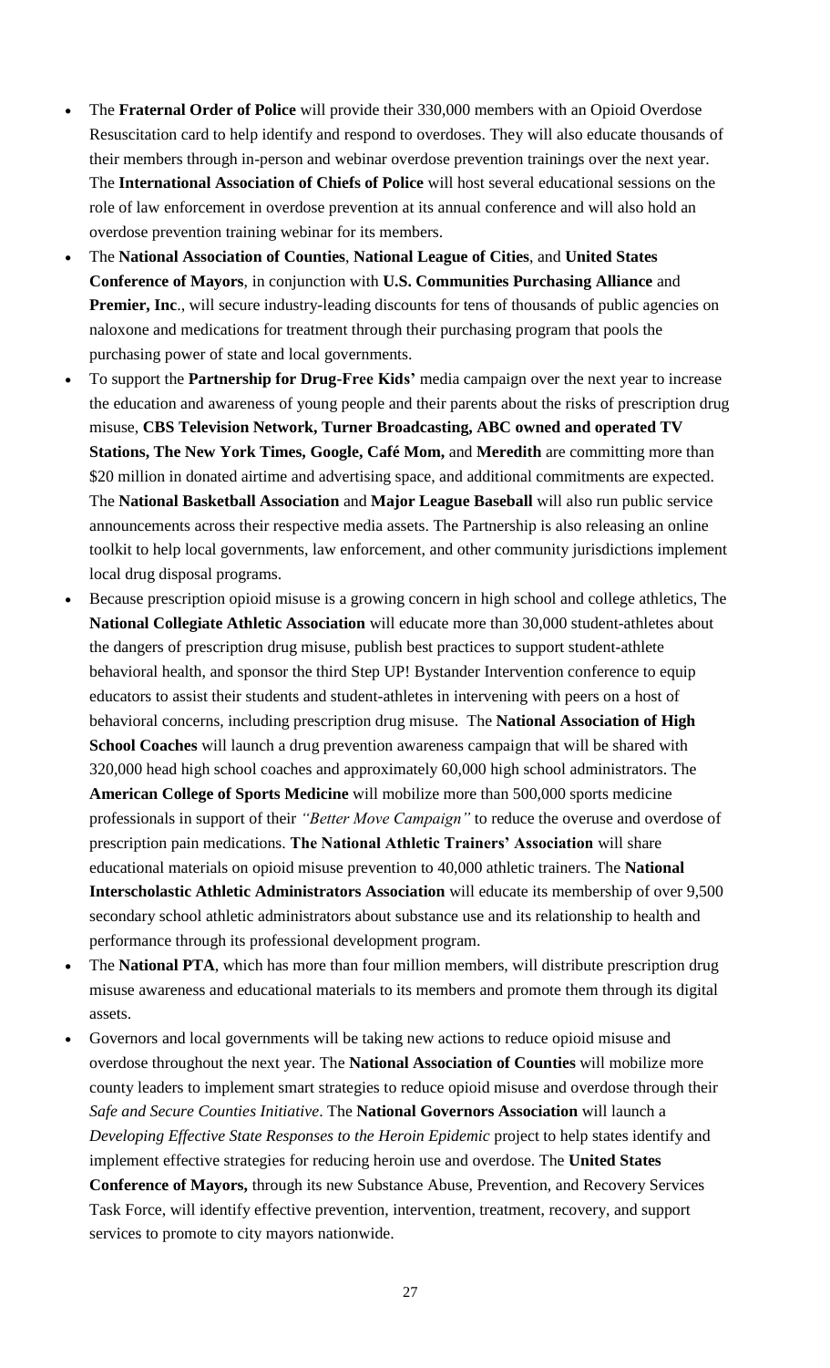- The **Fraternal Order of Police** will provide their 330,000 members with an Opioid Overdose Resuscitation card to help identify and respond to overdoses. They will also educate thousands of their members through in-person and webinar overdose prevention trainings over the next year. The **International Association of Chiefs of Police** will host several educational sessions on the role of law enforcement in overdose prevention at its annual conference and will also hold an overdose prevention training webinar for its members.
- The **National Association of Counties**, **National League of Cities**, and **United States Conference of Mayors**, in conjunction with **U.S. Communities Purchasing Alliance** and **Premier, Inc**., will secure industry-leading discounts for tens of thousands of public agencies on naloxone and medications for treatment through their purchasing program that pools the purchasing power of state and local governments.
- To support the **Partnership for Drug-Free Kids'** media campaign over the next year to increase the education and awareness of young people and their parents about the risks of prescription drug misuse, **CBS Television Network, Turner Broadcasting, ABC owned and operated TV Stations, The New York Times, Google, Café Mom,** and **Meredith** are committing more than $20 million in donated airtime and advertising space, and additional commitments are expected. The **National Basketball Association** and **Major League Baseball** will also run public service announcements across their respective media assets. The Partnership is also releasing an online toolkit to help local governments, law enforcement, and other community jurisdictions implement local drug disposal programs.
- Because prescription opioid misuse is a growing concern in high school and college athletics, The **National Collegiate Athletic Association** will educate more than 30,000 student-athletes about the dangers of prescription drug misuse, publish best practices to support student-athlete behavioral health, and sponsor the third Step UP! Bystander Intervention conference to equip educators to assist their students and student-athletes in intervening with peers on a host of behavioral concerns, including prescription drug misuse. The **National Association of High School Coaches** will launch a drug prevention awareness campaign that will be shared with 320,000 head high school coaches and approximately 60,000 high school administrators. The **American College of Sports Medicine** will mobilize more than 500,000 sports medicine professionals in support of their *"Better Move Campaign"* to reduce the overuse and overdose of prescription pain medications. **The National Athletic Trainers' Association** will share educational materials on opioid misuse prevention to 40,000 athletic trainers. The **National Interscholastic Athletic Administrators Association** will educate its membership of over 9,500 secondary school athletic administrators about substance use and its relationship to health and performance through its professional development program.
- The **National PTA**, which has more than four million members, will distribute prescription drug misuse awareness and educational materials to its members and promote them through its digital assets.
- Governors and local governments will be taking new actions to reduce opioid misuse and overdose throughout the next year. The **National Association of Counties** will mobilize more county leaders to implement smart strategies to reduce opioid misuse and overdose through their *Safe and Secure Counties Initiative*. The **National Governors Association** will launch a *Developing Effective State Responses to the Heroin Epidemic* project to help states identify and implement effective strategies for reducing heroin use and overdose. The **United States Conference of Mayors,** through its new Substance Abuse, Prevention, and Recovery Services Task Force, will identify effective prevention, intervention, treatment, recovery, and support services to promote to city mayors nationwide.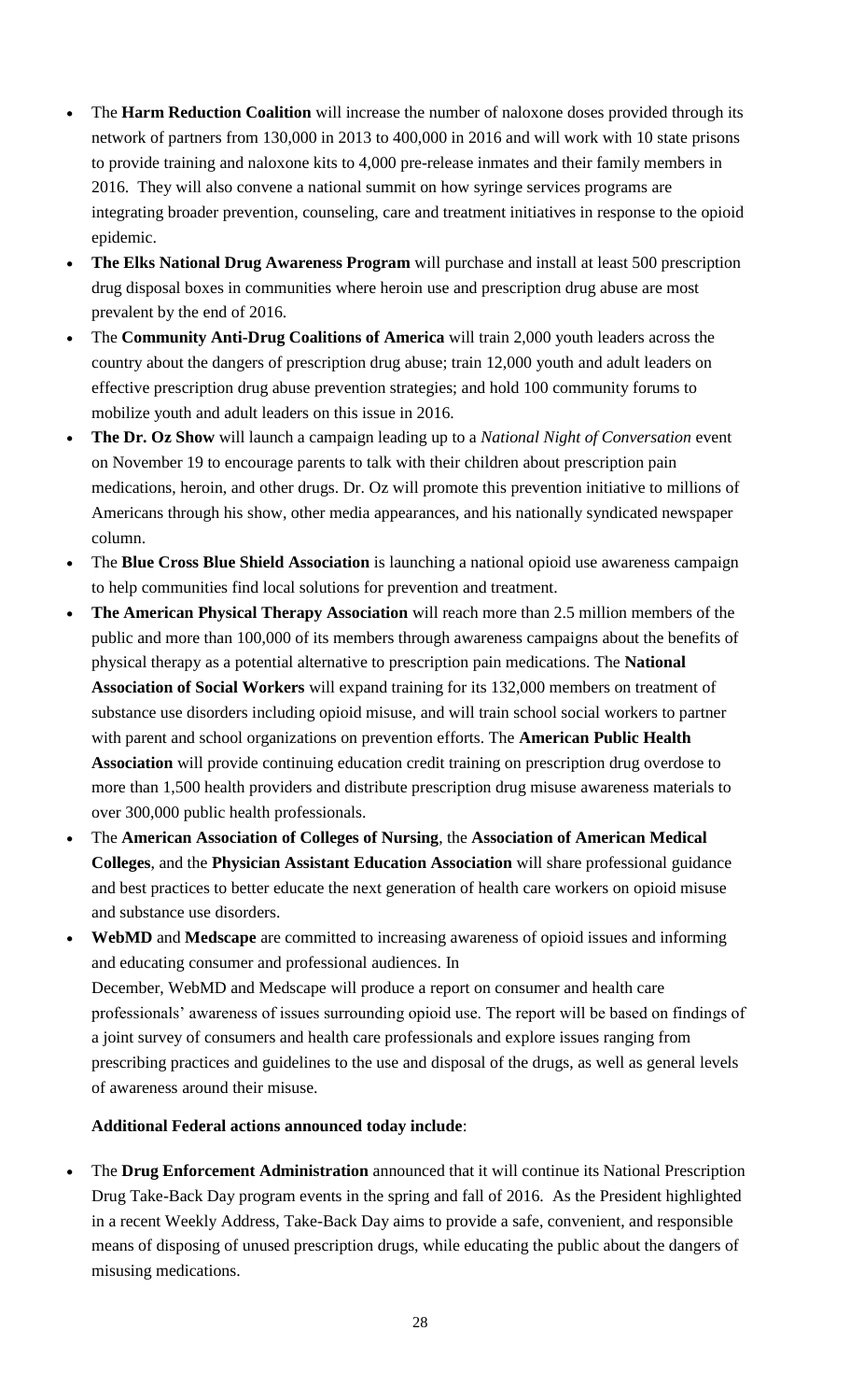- The **Harm Reduction Coalition** will increase the number of naloxone doses provided through its network of partners from 130,000 in 2013 to 400,000 in 2016 and will work with 10 state prisons to provide training and naloxone kits to 4,000 pre-release inmates and their family members in 2016. They will also convene a national summit on how syringe services programs are integrating broader prevention, counseling, care and treatment initiatives in response to the opioid epidemic.
- **The Elks National Drug Awareness Program** will purchase and install at least 500 prescription drug disposal boxes in communities where heroin use and prescription drug abuse are most prevalent by the end of 2016.
- The **Community Anti-Drug Coalitions of America** will train 2,000 youth leaders across the country about the dangers of prescription drug abuse; train 12,000 youth and adult leaders on effective prescription drug abuse prevention strategies; and hold 100 community forums to mobilize youth and adult leaders on this issue in 2016.
- **The Dr. Oz Show** will launch a campaign leading up to a *National Night of Conversation* event on November 19 to encourage parents to talk with their children about prescription pain medications, heroin, and other drugs. Dr. Oz will promote this prevention initiative to millions of Americans through his show, other media appearances, and his nationally syndicated newspaper column.
- The **Blue Cross Blue Shield Association** is launching a national opioid use awareness campaign to help communities find local solutions for prevention and treatment.
- **The American Physical Therapy Association** will reach more than 2.5 million members of the public and more than 100,000 of its members through awareness campaigns about the benefits of physical therapy as a potential alternative to prescription pain medications. The **National Association of Social Workers** will expand training for its 132,000 members on treatment of substance use disorders including opioid misuse, and will train school social workers to partner with parent and school organizations on prevention efforts. The **American Public Health Association** will provide continuing education credit training on prescription drug overdose to more than 1,500 health providers and distribute prescription drug misuse awareness materials to over 300,000 public health professionals.
- The **American Association of Colleges of Nursing**, the **Association of American Medical Colleges**, and the **Physician Assistant Education Association** will share professional guidance and best practices to better educate the next generation of health care workers on opioid misuse and substance use disorders.
- **WebMD** and **Medscape** are committed to increasing awareness of opioid issues and informing and educating consumer and professional audiences. In

  December, WebMD and Medscape will produce a report on consumer and health care professionals' awareness of issues surrounding opioid use. The report will be based on findings of a joint survey of consumers and health care professionals and explore issues ranging from prescribing practices and guidelines to the use and disposal of the drugs, as well as general levels of awareness around their misuse.

**Additional Federal actions announced today include**:

- The **Drug Enforcement Administration** announced that it will continue its National Prescription Drug Take-Back Day program events in the spring and fall of 2016. As the President highlighted in a recent Weekly Address, Take-Back Day aims to provide a safe, convenient, and responsible means of disposing of unused prescription drugs, while educating the public about the dangers of misusing medications.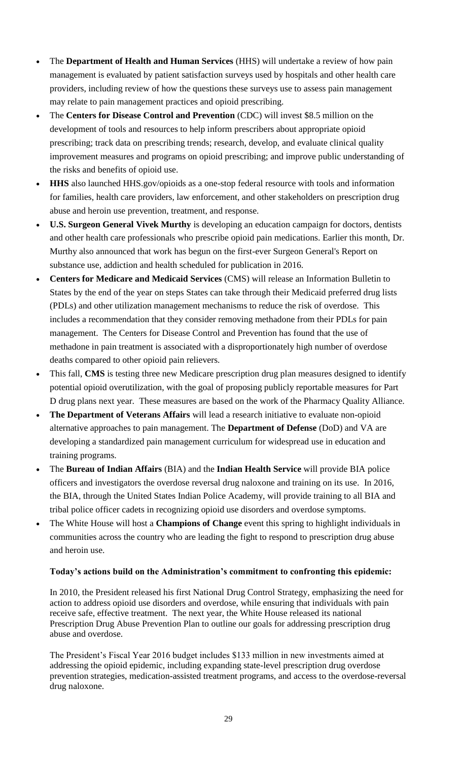- The **Department of Health and Human Services** (HHS) will undertake a review of how pain management is evaluated by patient satisfaction surveys used by hospitals and other health care providers, including review of how the questions these surveys use to assess pain management may relate to pain management practices and opioid prescribing.
- The **Centers for Disease Control and Prevention** (CDC) will invest $8.5 million on the development of tools and resources to help inform prescribers about appropriate opioid prescribing; track data on prescribing trends; research, develop, and evaluate clinical quality improvement measures and programs on opioid prescribing; and improve public understanding of the risks and benefits of opioid use.
- **HHS** also launched HHS.gov/opioids as a one-stop federal resource with tools and information for families, health care providers, law enforcement, and other stakeholders on prescription drug abuse and heroin use prevention, treatment, and response.
- **U.S. Surgeon General Vivek Murthy** is developing an education campaign for doctors, dentists and other health care professionals who prescribe opioid pain medications. Earlier this month, Dr. Murthy also announced that work has begun on the first-ever Surgeon General's Report on substance use, addiction and health scheduled for publication in 2016.
- **Centers for Medicare and Medicaid Services** (CMS) will release an Information Bulletin to States by the end of the year on steps States can take through their Medicaid preferred drug lists (PDLs) and other utilization management mechanisms to reduce the risk of overdose. This includes a recommendation that they consider removing methadone from their PDLs for pain management. The Centers for Disease Control and Prevention has found that the use of methadone in pain treatment is associated with a disproportionately high number of overdose deaths compared to other opioid pain relievers.
- This fall, **CMS** is testing three new Medicare prescription drug plan measures designed to identify potential opioid overutilization, with the goal of proposing publicly reportable measures for Part D drug plans next year. These measures are based on the work of the Pharmacy Quality Alliance.
- **The Department of Veterans Affairs** will lead a research initiative to evaluate non-opioid alternative approaches to pain management. The **Department of Defense** (DoD) and VA are developing a standardized pain management curriculum for widespread use in education and training programs.
- The **Bureau of Indian Affairs** (BIA) and the **Indian Health Service** will provide BIA police officers and investigators the overdose reversal drug naloxone and training on its use. In 2016, the BIA, through the United States Indian Police Academy, will provide training to all BIA and tribal police officer cadets in recognizing opioid use disorders and overdose symptoms.
- The White House will host a **Champions of Change** event this spring to highlight individuals in communities across the country who are leading the fight to respond to prescription drug abuse and heroin use.

**Today's actions build on the Administration's commitment to confronting this epidemic:**

In 2010, the President released his first National Drug Control Strategy, emphasizing the need for action to address opioid use disorders and overdose, while ensuring that individuals with pain receive safe, effective treatment. The next year, the White House released its national Prescription Drug Abuse Prevention Plan to outline our goals for addressing prescription drug abuse and overdose.

The President's Fiscal Year 2016 budget includes $133 million in new investments aimed at addressing the opioid epidemic, including expanding state-level prescription drug overdose prevention strategies, medication-assisted treatment programs, and access to the overdose-reversal drug naloxone.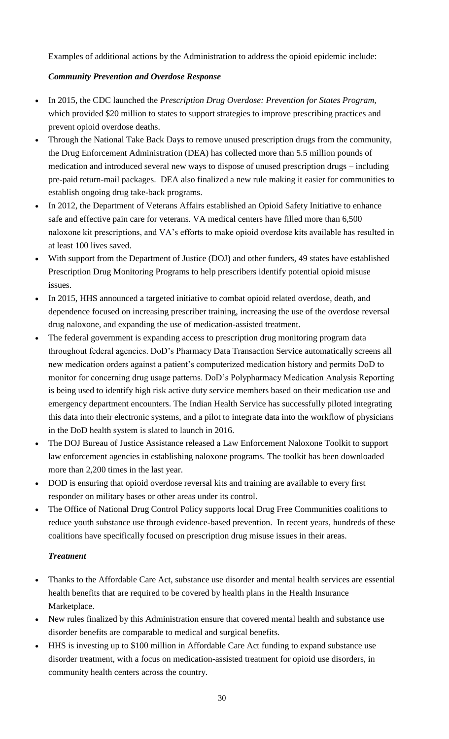Examples of additional actions by the Administration to address the opioid epidemic include:

***Community Prevention and Overdose Response***

- In 2015, the CDC launched the *Prescription Drug Overdose: Prevention for States Program*, which provided $20 million to states to support strategies to improve prescribing practices and prevent opioid overdose deaths.
- Through the National Take Back Days to remove unused prescription drugs from the community, the Drug Enforcement Administration (DEA) has collected more than 5.5 million pounds of medication and introduced several new ways to dispose of unused prescription drugs – including pre-paid return-mail packages. DEA also finalized a new rule making it easier for communities to establish ongoing drug take-back programs.
- In 2012, the Department of Veterans Affairs established an Opioid Safety Initiative to enhance safe and effective pain care for veterans. VA medical centers have filled more than 6,500 naloxone kit prescriptions, and VA's efforts to make opioid overdose kits available has resulted in at least 100 lives saved.
- With support from the Department of Justice (DOJ) and other funders, 49 states have established Prescription Drug Monitoring Programs to help prescribers identify potential opioid misuse issues.
- In 2015, HHS announced a targeted initiative to combat opioid related overdose, death, and dependence focused on increasing prescriber training, increasing the use of the overdose reversal drug naloxone, and expanding the use of medication-assisted treatment.
- The federal government is expanding access to prescription drug monitoring program data throughout federal agencies. DoD's Pharmacy Data Transaction Service automatically screens all new medication orders against a patient's computerized medication history and permits DoD to monitor for concerning drug usage patterns. DoD's Polypharmacy Medication Analysis Reporting is being used to identify high risk active duty service members based on their medication use and emergency department encounters. The Indian Health Service has successfully piloted integrating this data into their electronic systems, and a pilot to integrate data into the workflow of physicians in the DoD health system is slated to launch in 2016.
- The DOJ Bureau of Justice Assistance released a Law Enforcement Naloxone Toolkit to support law enforcement agencies in establishing naloxone programs. The toolkit has been downloaded more than 2,200 times in the last year.
- DOD is ensuring that opioid overdose reversal kits and training are available to every first responder on military bases or other areas under its control.
- The Office of National Drug Control Policy supports local Drug Free Communities coalitions to reduce youth substance use through evidence-based prevention. In recent years, hundreds of these coalitions have specifically focused on prescription drug misuse issues in their areas.

***Treatment***

- Thanks to the Affordable Care Act, substance use disorder and mental health services are essential health benefits that are required to be covered by health plans in the Health Insurance Marketplace.
- New rules finalized by this Administration ensure that covered mental health and substance use disorder benefits are comparable to medical and surgical benefits.
- HHS is investing up to $100 million in Affordable Care Act funding to expand substance use disorder treatment, with a focus on medication-assisted treatment for opioid use disorders, in community health centers across the country.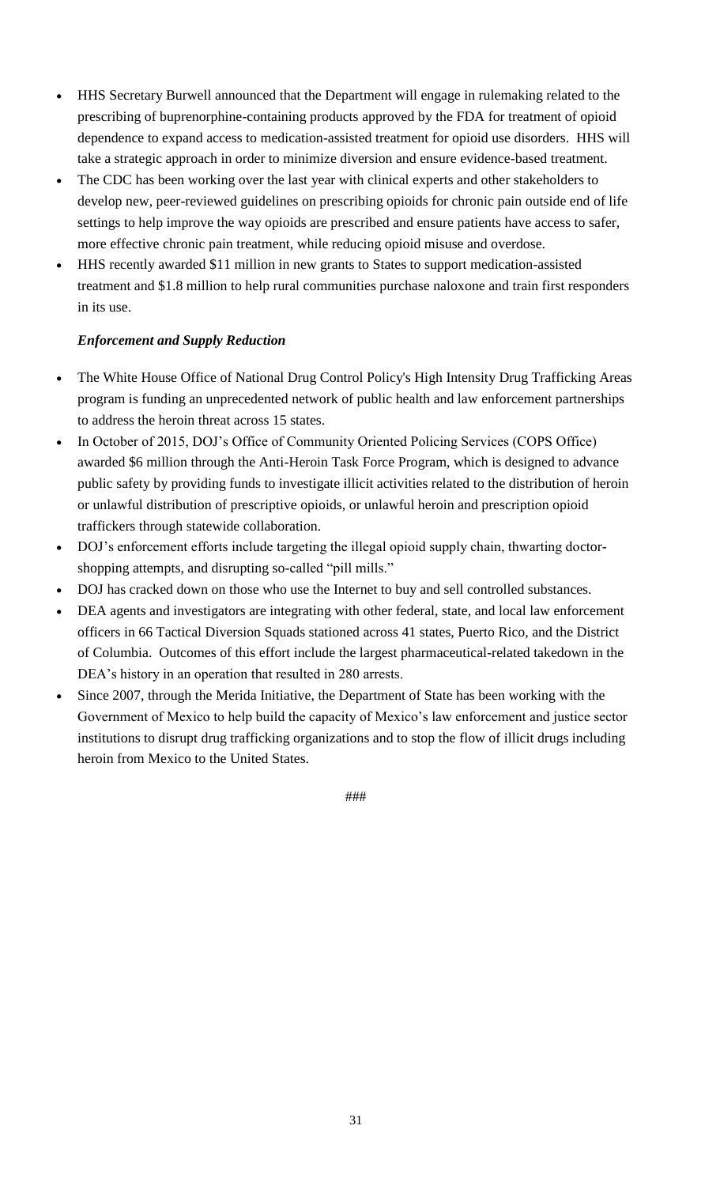- HHS Secretary Burwell announced that the Department will engage in rulemaking related to the prescribing of buprenorphine-containing products approved by the FDA for treatment of opioid dependence to expand access to medication-assisted treatment for opioid use disorders. HHS will take a strategic approach in order to minimize diversion and ensure evidence-based treatment.
- The CDC has been working over the last year with clinical experts and other stakeholders to develop new, peer-reviewed guidelines on prescribing opioids for chronic pain outside end of life settings to help improve the way opioids are prescribed and ensure patients have access to safer, more effective chronic pain treatment, while reducing opioid misuse and overdose.
- HHS recently awarded $11 million in new grants to States to support medication-assisted treatment and $1.8 million to help rural communities purchase naloxone and train first responders in its use.

***Enforcement and Supply Reduction***

- The White House Office of National Drug Control Policy's High Intensity Drug Trafficking Areas program is funding an unprecedented network of public health and law enforcement partnerships to address the heroin threat across 15 states.
- In October of 2015, DOJ's Office of Community Oriented Policing Services (COPS Office) awarded $6 million through the Anti-Heroin Task Force Program, which is designed to advance public safety by providing funds to investigate illicit activities related to the distribution of heroin or unlawful distribution of prescriptive opioids, or unlawful heroin and prescription opioid traffickers through statewide collaboration.
- DOJ's enforcement efforts include targeting the illegal opioid supply chain, thwarting doctor-shopping attempts, and disrupting so-called "pill mills."
- DOJ has cracked down on those who use the Internet to buy and sell controlled substances.
- DEA agents and investigators are integrating with other federal, state, and local law enforcement officers in 66 Tactical Diversion Squads stationed across 41 states, Puerto Rico, and the District of Columbia. Outcomes of this effort include the largest pharmaceutical-related takedown in the DEA's history in an operation that resulted in 280 arrests.
- Since 2007, through the Merida Initiative, the Department of State has been working with the Government of Mexico to help build the capacity of Mexico's law enforcement and justice sector institutions to disrupt drug trafficking organizations and to stop the flow of illicit drugs including heroin from Mexico to the United States.

###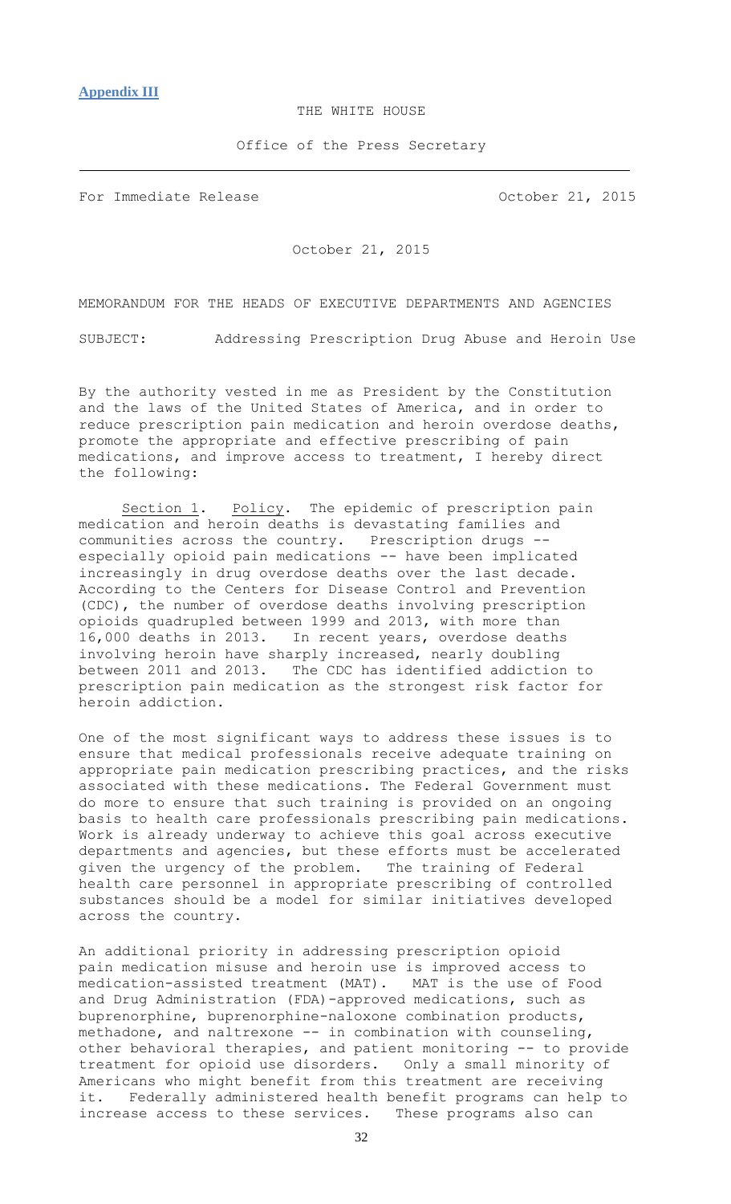**Appendix III**

THE WHITE HOUSE

Office of the Press Secretary

---

For Immediate Release October 21, 2015

October 21, 2015

MEMORANDUM FOR THE HEADS OF EXECUTIVE DEPARTMENTS AND AGENCIES

SUBJECT: Addressing Prescription Drug Abuse and Heroin Use

By the authority vested in me as President by the Constitution and the laws of the United States of America, and in order to reduce prescription pain medication and heroin overdose deaths, promote the appropriate and effective prescribing of pain medications, and improve access to treatment, I hereby direct the following:

Section 1. Policy. The epidemic of prescription pain medication and heroin deaths is devastating families and communities across the country. Prescription drugs -- especially opioid pain medications -- have been implicated increasingly in drug overdose deaths over the last decade. According to the Centers for Disease Control and Prevention (CDC), the number of overdose deaths involving prescription opioids quadrupled between 1999 and 2013, with more than 16,000 deaths in 2013. In recent years, overdose deaths involving heroin have sharply increased, nearly doubling between 2011 and 2013. The CDC has identified addiction to prescription pain medication as the strongest risk factor for heroin addiction.

One of the most significant ways to address these issues is to ensure that medical professionals receive adequate training on appropriate pain medication prescribing practices, and the risks associated with these medications. The Federal Government must do more to ensure that such training is provided on an ongoing basis to health care professionals prescribing pain medications. Work is already underway to achieve this goal across executive departments and agencies, but these efforts must be accelerated given the urgency of the problem. The training of Federal health care personnel in appropriate prescribing of controlled substances should be a model for similar initiatives developed across the country.

An additional priority in addressing prescription opioid pain medication misuse and heroin use is improved access to medication-assisted treatment (MAT). MAT is the use of Food and Drug Administration (FDA)-approved medications, such as buprenorphine, buprenorphine-naloxone combination products, methadone, and naltrexone -- in combination with counseling, other behavioral therapies, and patient monitoring -- to provide treatment for opioid use disorders. Only a small minority of Americans who might benefit from this treatment are receiving it. Federally administered health benefit programs can help to increase access to these services. These programs also can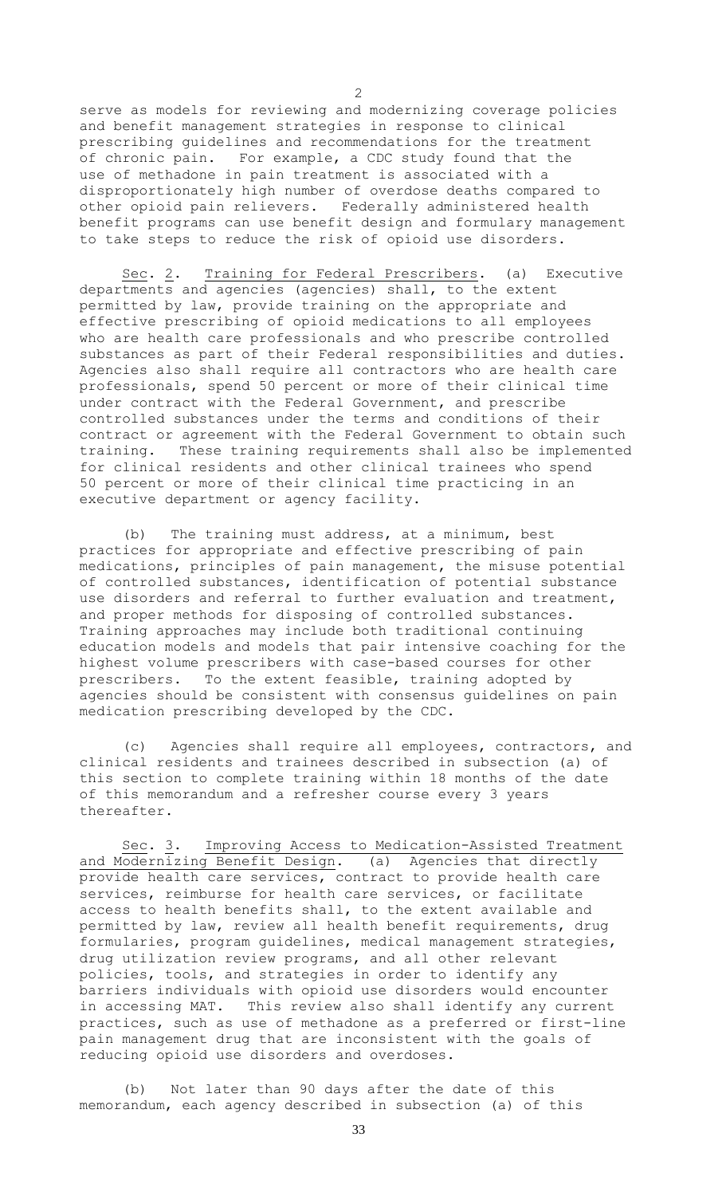serve as models for reviewing and modernizing coverage policies and benefit management strategies in response to clinical prescribing guidelines and recommendations for the treatment of chronic pain. For example, a CDC study found that the use of methadone in pain treatment is associated with a disproportionately high number of overdose deaths compared to other opioid pain relievers. Federally administered health benefit programs can use benefit design and formulary management to take steps to reduce the risk of opioid use disorders.

Sec. 2. Training for Federal Prescribers. (a) Executive departments and agencies (agencies) shall, to the extent permitted by law, provide training on the appropriate and effective prescribing of opioid medications to all employees who are health care professionals and who prescribe controlled substances as part of their Federal responsibilities and duties. Agencies also shall require all contractors who are health care professionals, spend 50 percent or more of their clinical time under contract with the Federal Government, and prescribe controlled substances under the terms and conditions of their contract or agreement with the Federal Government to obtain such training. These training requirements shall also be implemented for clinical residents and other clinical trainees who spend 50 percent or more of their clinical time practicing in an executive department or agency facility.

(b) The training must address, at a minimum, best practices for appropriate and effective prescribing of pain medications, principles of pain management, the misuse potential of controlled substances, identification of potential substance use disorders and referral to further evaluation and treatment, and proper methods for disposing of controlled substances. Training approaches may include both traditional continuing education models and models that pair intensive coaching for the highest volume prescribers with case-based courses for other prescribers. To the extent feasible, training adopted by agencies should be consistent with consensus guidelines on pain medication prescribing developed by the CDC.

(c) Agencies shall require all employees, contractors, and clinical residents and trainees described in subsection (a) of this section to complete training within 18 months of the date of this memorandum and a refresher course every 3 years thereafter.

Sec. 3. Improving Access to Medication-Assisted Treatment and Modernizing Benefit Design. (a) Agencies that directly provide health care services, contract to provide health care services, reimburse for health care services, or facilitate access to health benefits shall, to the extent available and permitted by law, review all health benefit requirements, drug formularies, program guidelines, medical management strategies, drug utilization review programs, and all other relevant policies, tools, and strategies in order to identify any barriers individuals with opioid use disorders would encounter in accessing MAT. This review also shall identify any current practices, such as use of methadone as a preferred or first-line pain management drug that are inconsistent with the goals of reducing opioid use disorders and overdoses.

(b) Not later than 90 days after the date of this memorandum, each agency described in subsection (a) of this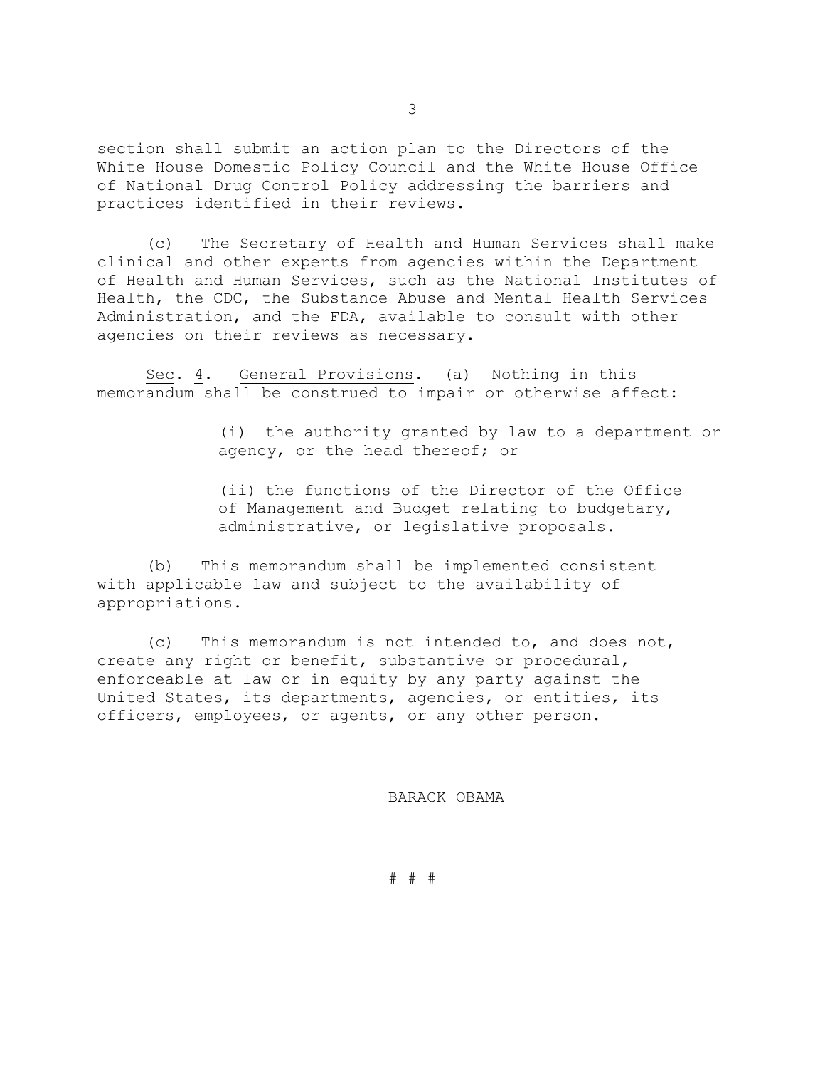section shall submit an action plan to the Directors of the White House Domestic Policy Council and the White House Office of National Drug Control Policy addressing the barriers and practices identified in their reviews.

(c) The Secretary of Health and Human Services shall make clinical and other experts from agencies within the Department of Health and Human Services, such as the National Institutes of Health, the CDC, the Substance Abuse and Mental Health Services Administration, and the FDA, available to consult with other agencies on their reviews as necessary.

Sec. 4. General Provisions. (a) Nothing in this memorandum shall be construed to impair or otherwise affect:

(i) the authority granted by law to a department or agency, or the head thereof; or

(ii) the functions of the Director of the Office of Management and Budget relating to budgetary, administrative, or legislative proposals.

(b) This memorandum shall be implemented consistent with applicable law and subject to the availability of appropriations.

(c) This memorandum is not intended to, and does not, create any right or benefit, substantive or procedural, enforceable at law or in equity by any party against the United States, its departments, agencies, or entities, its officers, employees, or agents, or any other person.

BARACK OBAMA

# # #